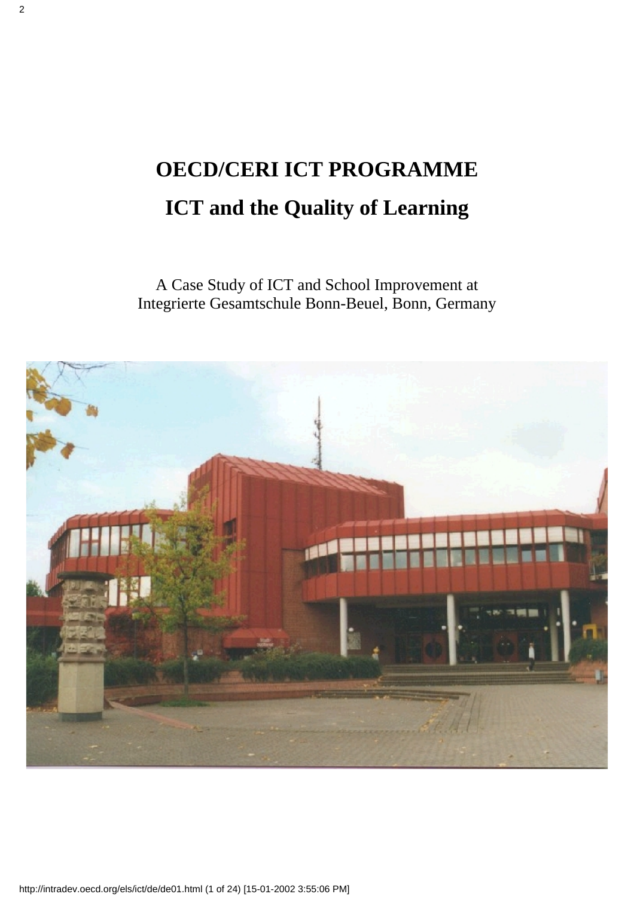# OECD/CERI ICT PROGRAMME

## ICT and the Quality of Learning

A Case Study of ICT and School Improvement at
Integrierte Gesamtschule Bonn-Beuel, Bonn, Germany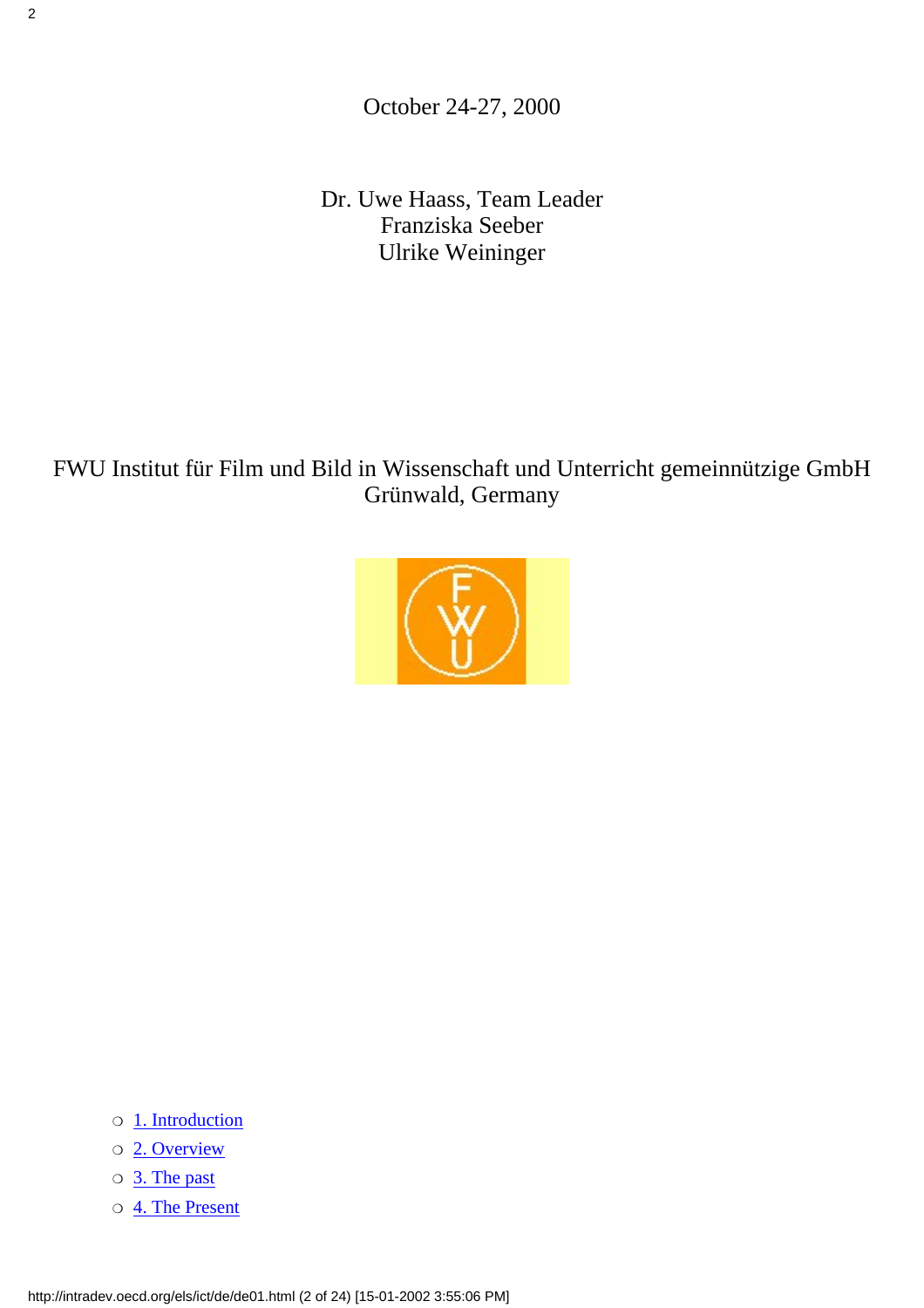October 24-27, 2000

Dr. Uwe Haass, Team Leader
Franziska Seeber
Ulrike Weininger

FWU Institut für Film und Bild in Wissenschaft und Unterricht gemeinnützige GmbH
Grünwald, Germany

- 1. Introduction
- 2. Overview
- 3. The past
- 4. The Present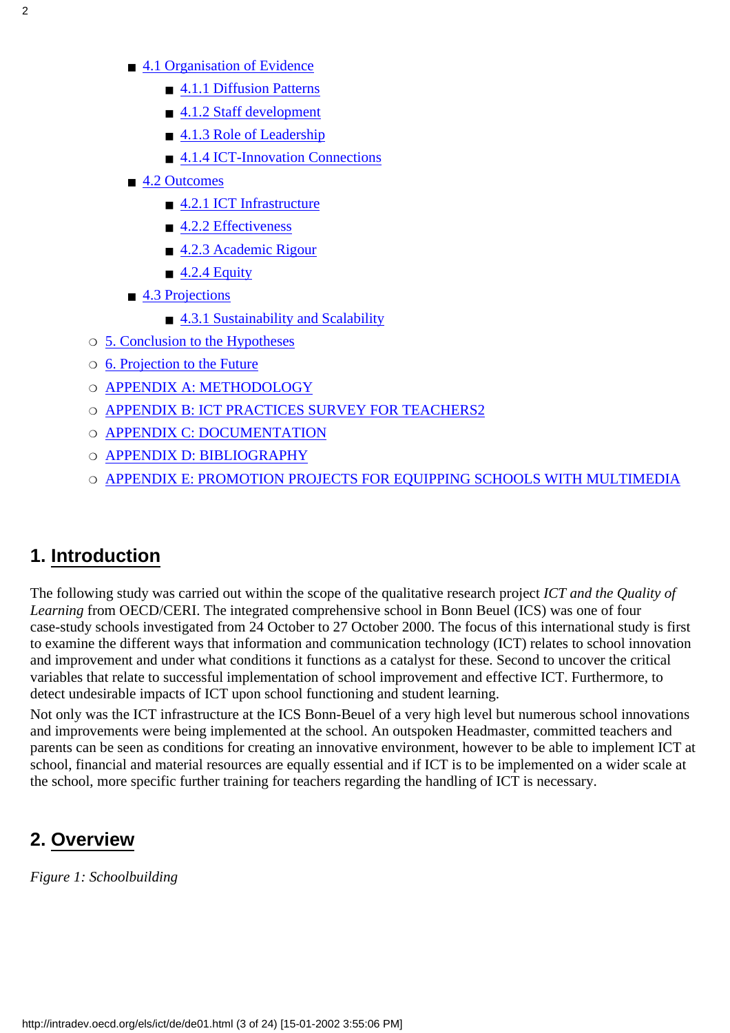- 4.1 Organisation of Evidence
  - 4.1.1 Diffusion Patterns
  - 4.1.2 Staff development
  - 4.1.3 Role of Leadership
  - 4.1.4 ICT-Innovation Connections
- 4.2 Outcomes
  - 4.2.1 ICT Infrastructure
  - 4.2.2 Effectiveness
  - 4.2.3 Academic Rigour
  - 4.2.4 Equity
- 4.3 Projections
  - 4.3.1 Sustainability and Scalability
- 5. Conclusion to the Hypotheses
- 6. Projection to the Future
- APPENDIX A: METHODOLOGY
- APPENDIX B: ICT PRACTICES SURVEY FOR TEACHERS2
- APPENDIX C: DOCUMENTATION
- APPENDIX D: BIBLIOGRAPHY
- APPENDIX E: PROMOTION PROJECTS FOR EQUIPPING SCHOOLS WITH MULTIMEDIA

## 1. Introduction

The following study was carried out within the scope of the qualitative research project *ICT and the Quality of Learning* from OECD/CERI. The integrated comprehensive school in Bonn Beuel (ICS) was one of four case-study schools investigated from 24 October to 27 October 2000. The focus of this international study is first to examine the different ways that information and communication technology (ICT) relates to school innovation and improvement and under what conditions it functions as a catalyst for these. Second to uncover the critical variables that relate to successful implementation of school improvement and effective ICT. Furthermore, to detect undesirable impacts of ICT upon school functioning and student learning.

Not only was the ICT infrastructure at the ICS Bonn-Beuel of a very high level but numerous school innovations and improvements were being implemented at the school. An outspoken Headmaster, committed teachers and parents can be seen as conditions for creating an innovative environment, however to be able to implement ICT at school, financial and material resources are equally essential and if ICT is to be implemented on a wider scale at the school, more specific further training for teachers regarding the handling of ICT is necessary.

## 2. Overview

*Figure 1: Schoolbuilding*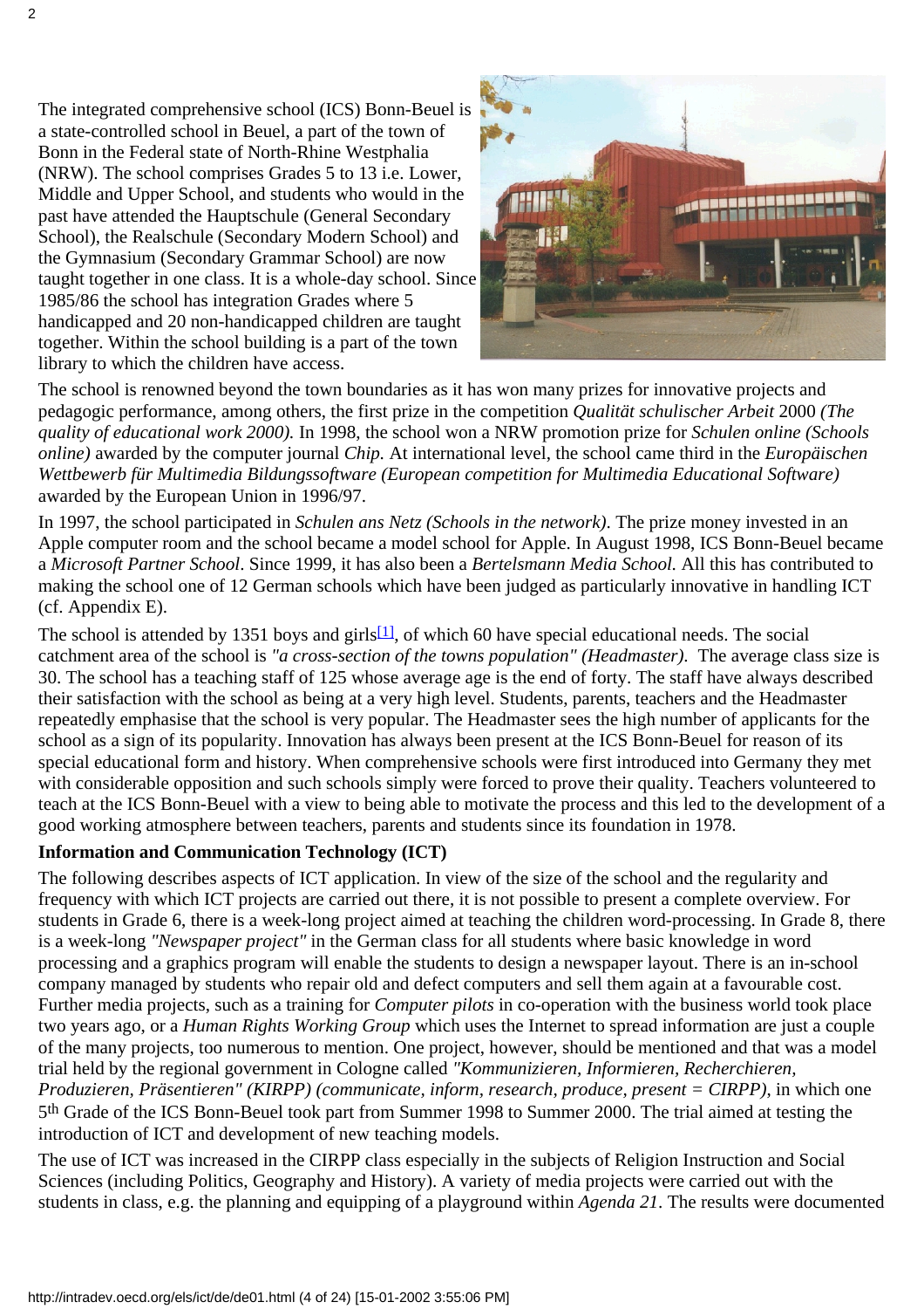The integrated comprehensive school (ICS) Bonn-Beuel is a state-controlled school in Beuel, a part of the town of Bonn in the Federal state of North-Rhine Westphalia (NRW). The school comprises Grades 5 to 13 i.e. Lower, Middle and Upper School, and students who would in the past have attended the Hauptschule (General Secondary School), the Realschule (Secondary Modern School) and the Gymnasium (Secondary Grammar School) are now taught together in one class. It is a whole-day school. Since 1985/86 the school has integration Grades where 5 handicapped and 20 non-handicapped children are taught together. Within the school building is a part of the town library to which the children have access.

The school is renowned beyond the town boundaries as it has won many prizes for innovative projects and pedagogic performance, among others, the first prize in the competition *Qualität schulischer Arbeit* 2000 *(The quality of educational work 2000).* In 1998, the school won a NRW promotion prize for *Schulen online (Schools online)* awarded by the computer journal *Chip.* At international level, the school came third in the *Europäischen Wettbewerb für Multimedia Bildungssoftware (European competition for Multimedia Educational Software)* awarded by the European Union in 1996/97.

In 1997, the school participated in *Schulen ans Netz (Schools in the network).* The prize money invested in an Apple computer room and the school became a model school for Apple. In August 1998, ICS Bonn-Beuel became a *Microsoft Partner School*. Since 1999, it has also been a *Bertelsmann Media School.* All this has contributed to making the school one of 12 German schools which have been judged as particularly innovative in handling ICT (cf. Appendix E).

The school is attended by 1351 boys and girls[1], of which 60 have special educational needs. The social catchment area of the school is *"a cross-section of the towns population" (Headmaster).* The average class size is 30. The school has a teaching staff of 125 whose average age is the end of forty. The staff have always described their satisfaction with the school as being at a very high level. Students, parents, teachers and the Headmaster repeatedly emphasise that the school is very popular. The Headmaster sees the high number of applicants for the school as a sign of its popularity. Innovation has always been present at the ICS Bonn-Beuel for reason of its special educational form and history. When comprehensive schools were first introduced into Germany they met with considerable opposition and such schools simply were forced to prove their quality. Teachers volunteered to teach at the ICS Bonn-Beuel with a view to being able to motivate the process and this led to the development of a good working atmosphere between teachers, parents and students since its foundation in 1978.

**Information and Communication Technology (ICT)**

The following describes aspects of ICT application. In view of the size of the school and the regularity and frequency with which ICT projects are carried out there, it is not possible to present a complete overview. For students in Grade 6, there is a week-long project aimed at teaching the children word-processing. In Grade 8, there is a week-long *"Newspaper project"* in the German class for all students where basic knowledge in word processing and a graphics program will enable the students to design a newspaper layout. There is an in-school company managed by students who repair old and defect computers and sell them again at a favourable cost. Further media projects, such as a training for *Computer pilots* in co-operation with the business world took place two years ago, or a *Human Rights Working Group* which uses the Internet to spread information are just a couple of the many projects, too numerous to mention. One project, however, should be mentioned and that was a model trial held by the regional government in Cologne called *"Kommunizieren, Informieren, Recherchieren, Produzieren, Präsentieren" (KIRPP) (communicate, inform, research, produce, present = CIRPP)*, in which one 5th Grade of the ICS Bonn-Beuel took part from Summer 1998 to Summer 2000. The trial aimed at testing the introduction of ICT and development of new teaching models.

The use of ICT was increased in the CIRPP class especially in the subjects of Religion Instruction and Social Sciences (including Politics, Geography and History). A variety of media projects were carried out with the students in class, e.g. the planning and equipping of a playground within *Agenda 21*. The results were documented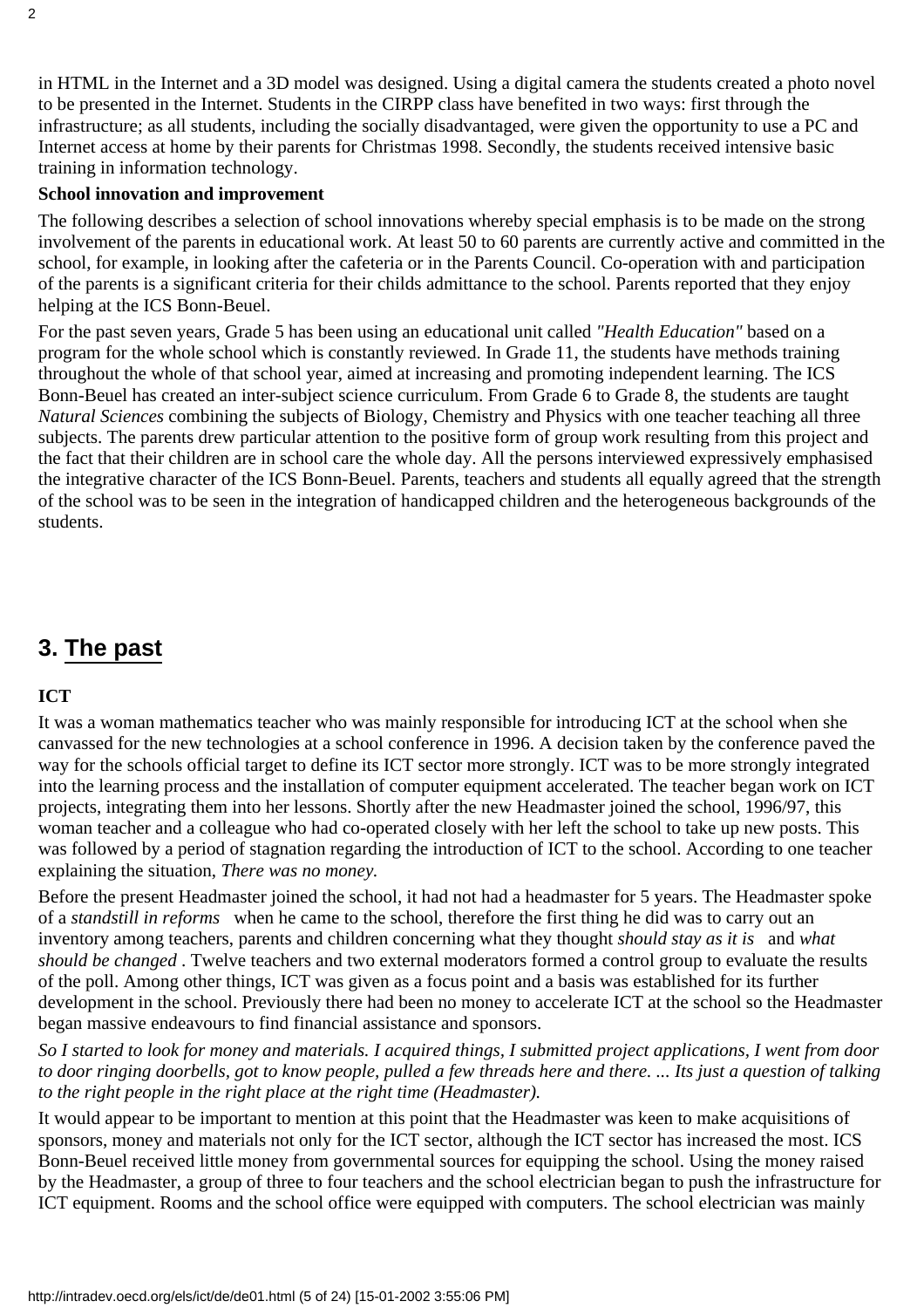in HTML in the Internet and a 3D model was designed. Using a digital camera the students created a photo novel to be presented in the Internet. Students in the CIRPP class have benefited in two ways: first through the infrastructure; as all students, including the socially disadvantaged, were given the opportunity to use a PC and Internet access at home by their parents for Christmas 1998. Secondly, the students received intensive basic training in information technology.

**School innovation and improvement**

The following describes a selection of school innovations whereby special emphasis is to be made on the strong involvement of the parents in educational work. At least 50 to 60 parents are currently active and committed in the school, for example, in looking after the cafeteria or in the Parents Council. Co-operation with and participation of the parents is a significant criteria for their childs admittance to the school. Parents reported that they enjoy helping at the ICS Bonn-Beuel.

For the past seven years, Grade 5 has been using an educational unit called *"Health Education"* based on a program for the whole school which is constantly reviewed. In Grade 11, the students have methods training throughout the whole of that school year, aimed at increasing and promoting independent learning. The ICS Bonn-Beuel has created an inter-subject science curriculum. From Grade 6 to Grade 8, the students are taught *Natural Sciences* combining the subjects of Biology, Chemistry and Physics with one teacher teaching all three subjects. The parents drew particular attention to the positive form of group work resulting from this project and the fact that their children are in school care the whole day. All the persons interviewed expressively emphasised the integrative character of the ICS Bonn-Beuel. Parents, teachers and students all equally agreed that the strength of the school was to be seen in the integration of handicapped children and the heterogeneous backgrounds of the students.

## 3. The past

**ICT**

It was a woman mathematics teacher who was mainly responsible for introducing ICT at the school when she canvassed for the new technologies at a school conference in 1996. A decision taken by the conference paved the way for the schools official target to define its ICT sector more strongly. ICT was to be more strongly integrated into the learning process and the installation of computer equipment accelerated. The teacher began work on ICT projects, integrating them into her lessons. Shortly after the new Headmaster joined the school, 1996/97, this woman teacher and a colleague who had co-operated closely with her left the school to take up new posts. This was followed by a period of stagnation regarding the introduction of ICT to the school. According to one teacher explaining the situation, *There was no money.*

Before the present Headmaster joined the school, it had not had a headmaster for 5 years. The Headmaster spoke of a *standstill in reforms* when he came to the school, therefore the first thing he did was to carry out an inventory among teachers, parents and children concerning what they thought *should stay as it is* and *what should be changed* . Twelve teachers and two external moderators formed a control group to evaluate the results of the poll. Among other things, ICT was given as a focus point and a basis was established for its further development in the school. Previously there had been no money to accelerate ICT at the school so the Headmaster began massive endeavours to find financial assistance and sponsors.

*So I started to look for money and materials. I acquired things, I submitted project applications, I went from door to door ringing doorbells, got to know people, pulled a few threads here and there. ... Its just a question of talking to the right people in the right place at the right time (Headmaster).*

It would appear to be important to mention at this point that the Headmaster was keen to make acquisitions of sponsors, money and materials not only for the ICT sector, although the ICT sector has increased the most. ICS Bonn-Beuel received little money from governmental sources for equipping the school. Using the money raised by the Headmaster, a group of three to four teachers and the school electrician began to push the infrastructure for ICT equipment. Rooms and the school office were equipped with computers. The school electrician was mainly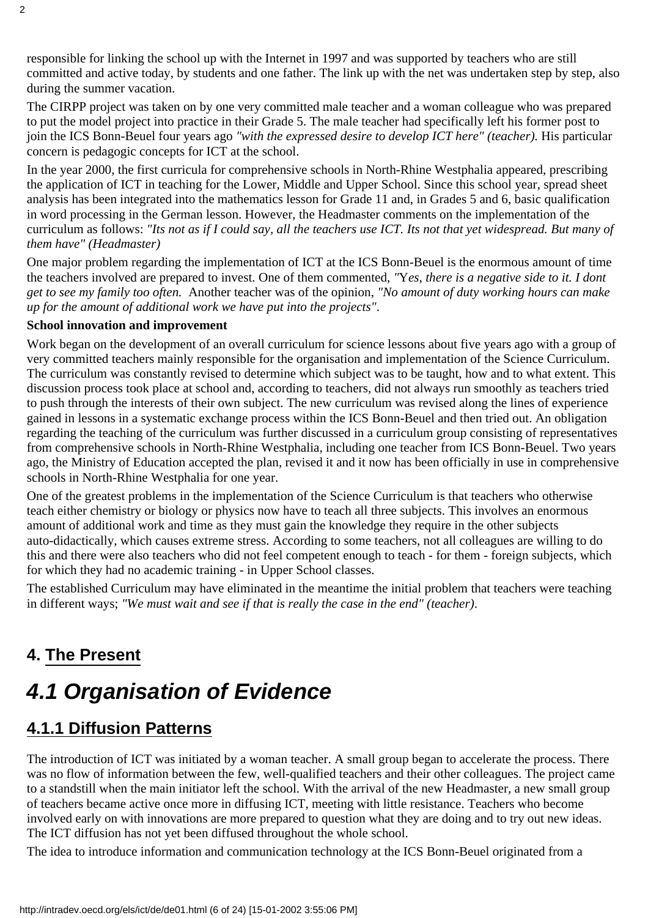responsible for linking the school up with the Internet in 1997 and was supported by teachers who are still committed and active today, by students and one father. The link up with the net was undertaken step by step, also during the summer vacation.

The CIRPP project was taken on by one very committed male teacher and a woman colleague who was prepared to put the model project into practice in their Grade 5. The male teacher had specifically left his former post to join the ICS Bonn-Beuel four years ago *"with the expressed desire to develop ICT here" (teacher).* His particular concern is pedagogic concepts for ICT at the school.

In the year 2000, the first curricula for comprehensive schools in North-Rhine Westphalia appeared, prescribing the application of ICT in teaching for the Lower, Middle and Upper School. Since this school year, spread sheet analysis has been integrated into the mathematics lesson for Grade 11 and, in Grades 5 and 6, basic qualification in word processing in the German lesson. However, the Headmaster comments on the implementation of the curriculum as follows: *"Its not as if I could say, all the teachers use ICT. Its not that yet widespread. But many of them have" (Headmaster)*

One major problem regarding the implementation of ICT at the ICS Bonn-Beuel is the enormous amount of time the teachers involved are prepared to invest. One of them commented, *"Yes, there is a negative side to it. I dont get to see my family too often.* Another teacher was of the opinion, *"No amount of duty working hours can make up for the amount of additional work we have put into the projects".*

**School innovation and improvement**

Work began on the development of an overall curriculum for science lessons about five years ago with a group of very committed teachers mainly responsible for the organisation and implementation of the Science Curriculum. The curriculum was constantly revised to determine which subject was to be taught, how and to what extent. This discussion process took place at school and, according to teachers, did not always run smoothly as teachers tried to push through the interests of their own subject. The new curriculum was revised along the lines of experience gained in lessons in a systematic exchange process within the ICS Bonn-Beuel and then tried out. An obligation regarding the teaching of the curriculum was further discussed in a curriculum group consisting of representatives from comprehensive schools in North-Rhine Westphalia, including one teacher from ICS Bonn-Beuel. Two years ago, the Ministry of Education accepted the plan, revised it and it now has been officially in use in comprehensive schools in North-Rhine Westphalia for one year.

One of the greatest problems in the implementation of the Science Curriculum is that teachers who otherwise teach either chemistry or biology or physics now have to teach all three subjects. This involves an enormous amount of additional work and time as they must gain the knowledge they require in the other subjects auto-didactically, which causes extreme stress. According to some teachers, not all colleagues are willing to do this and there were also teachers who did not feel competent enough to teach - for them - foreign subjects, which for which they had no academic training - in Upper School classes.

The established Curriculum may have eliminated in the meantime the initial problem that teachers were teaching in different ways; *"We must wait and see if that is really the case in the end" (teacher).*

## 4. The Present

# 4.1 Organisation of Evidence

## 4.1.1 Diffusion Patterns

The introduction of ICT was initiated by a woman teacher. A small group began to accelerate the process. There was no flow of information between the few, well-qualified teachers and their other colleagues. The project came to a standstill when the main initiator left the school. With the arrival of the new Headmaster, a new small group of teachers became active once more in diffusing ICT, meeting with little resistance. Teachers who become involved early on with innovations are more prepared to question what they are doing and to try out new ideas. The ICT diffusion has not yet been diffused throughout the whole school.

The idea to introduce information and communication technology at the ICS Bonn-Beuel originated from a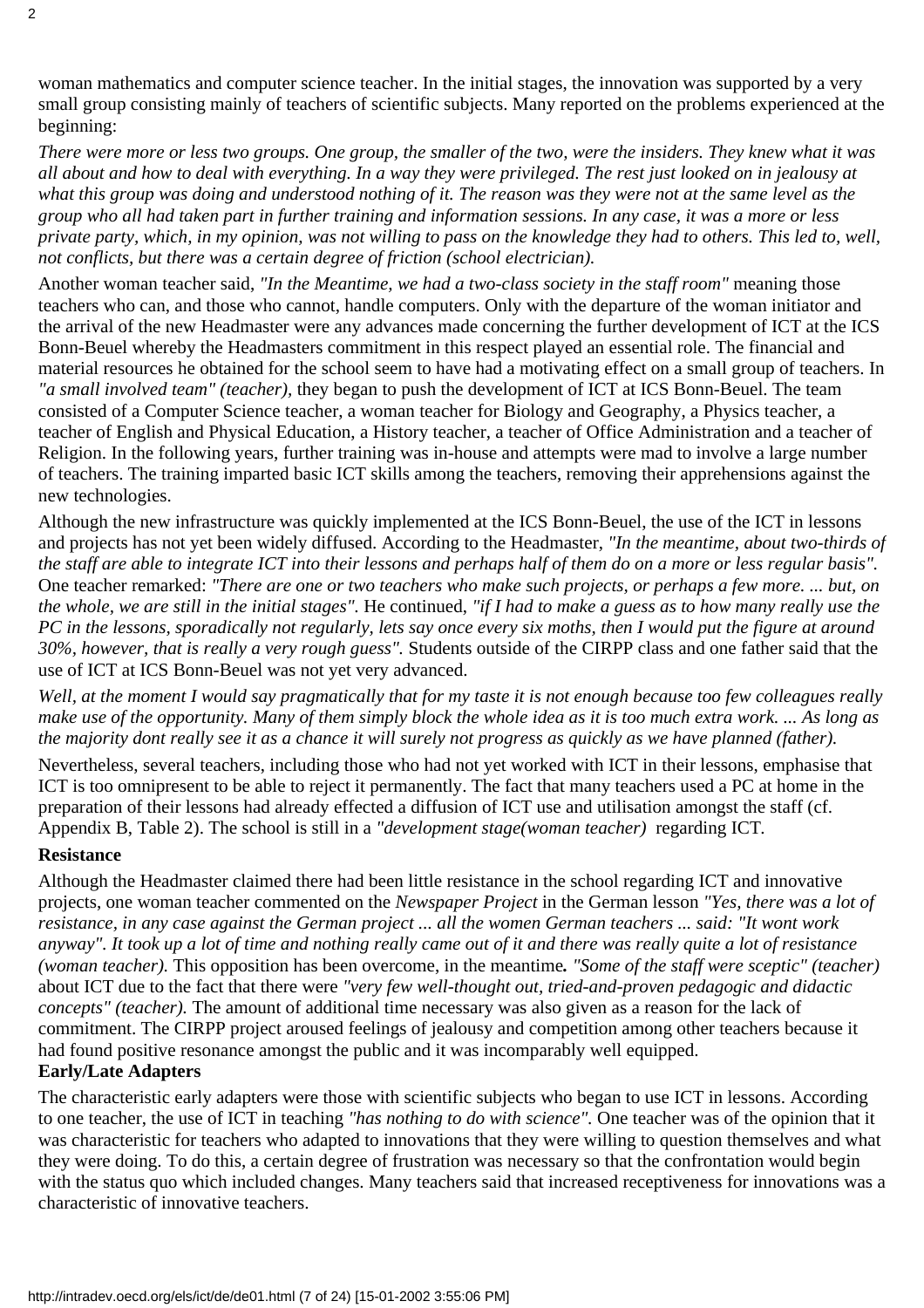woman mathematics and computer science teacher. In the initial stages, the innovation was supported by a very small group consisting mainly of teachers of scientific subjects. Many reported on the problems experienced at the beginning:

*There were more or less two groups. One group, the smaller of the two, were the insiders. They knew what it was all about and how to deal with everything. In a way they were privileged. The rest just looked on in jealousy at what this group was doing and understood nothing of it. The reason was they were not at the same level as the group who all had taken part in further training and information sessions. In any case, it was a more or less private party, which, in my opinion, was not willing to pass on the knowledge they had to others. This led to, well, not conflicts, but there was a certain degree of friction (school electrician).*

Another woman teacher said, *"In the Meantime, we had a two-class society in the staff room"* meaning those teachers who can, and those who cannot, handle computers. Only with the departure of the woman initiator and the arrival of the new Headmaster were any advances made concerning the further development of ICT at the ICS Bonn-Beuel whereby the Headmasters commitment in this respect played an essential role. The financial and material resources he obtained for the school seem to have had a motivating effect on a small group of teachers. In *"a small involved team" (teacher)*, they began to push the development of ICT at ICS Bonn-Beuel. The team consisted of a Computer Science teacher, a woman teacher for Biology and Geography, a Physics teacher, a teacher of English and Physical Education, a History teacher, a teacher of Office Administration and a teacher of Religion. In the following years, further training was in-house and attempts were mad to involve a large number of teachers. The training imparted basic ICT skills among the teachers, removing their apprehensions against the new technologies.

Although the new infrastructure was quickly implemented at the ICS Bonn-Beuel, the use of the ICT in lessons and projects has not yet been widely diffused. According to the Headmaster, *"In the meantime, about two-thirds of the staff are able to integrate ICT into their lessons and perhaps half of them do on a more or less regular basis".* One teacher remarked: *"There are one or two teachers who make such projects, or perhaps a few more. ... but, on the whole, we are still in the initial stages".* He continued, *"if I had to make a guess as to how many really use the PC in the lessons, sporadically not regularly, lets say once every six moths, then I would put the figure at around 30%, however, that is really a very rough guess".* Students outside of the CIRPP class and one father said that the use of ICT at ICS Bonn-Beuel was not yet very advanced.

*Well, at the moment I would say pragmatically that for my taste it is not enough because too few colleagues really make use of the opportunity. Many of them simply block the whole idea as it is too much extra work. ... As long as the majority dont really see it as a chance it will surely not progress as quickly as we have planned (father).*

Nevertheless, several teachers, including those who had not yet worked with ICT in their lessons, emphasise that ICT is too omnipresent to be able to reject it permanently. The fact that many teachers used a PC at home in the preparation of their lessons had already effected a diffusion of ICT use and utilisation amongst the staff (cf. Appendix B, Table 2). The school is still in a *"development stage(woman teacher)* regarding ICT.

**Resistance**

Although the Headmaster claimed there had been little resistance in the school regarding ICT and innovative projects, one woman teacher commented on the *Newspaper Project* in the German lesson *"Yes, there was a lot of resistance, in any case against the German project ... all the women German teachers ... said: "It wont work anyway". It took up a lot of time and nothing really came out of it and there was really quite a lot of resistance (woman teacher).* This opposition has been overcome, in the meantime**.** *"Some of the staff were sceptic" (teacher)* about ICT due to the fact that there were *"very few well-thought out, tried-and-proven pedagogic and didactic concepts" (teacher).* The amount of additional time necessary was also given as a reason for the lack of commitment. The CIRPP project aroused feelings of jealousy and competition among other teachers because it had found positive resonance amongst the public and it was incomparably well equipped.

**Early/Late Adapters**

The characteristic early adapters were those with scientific subjects who began to use ICT in lessons. According to one teacher, the use of ICT in teaching *"has nothing to do with science".* One teacher was of the opinion that it was characteristic for teachers who adapted to innovations that they were willing to question themselves and what they were doing. To do this, a certain degree of frustration was necessary so that the confrontation would begin with the status quo which included changes. Many teachers said that increased receptiveness for innovations was a characteristic of innovative teachers.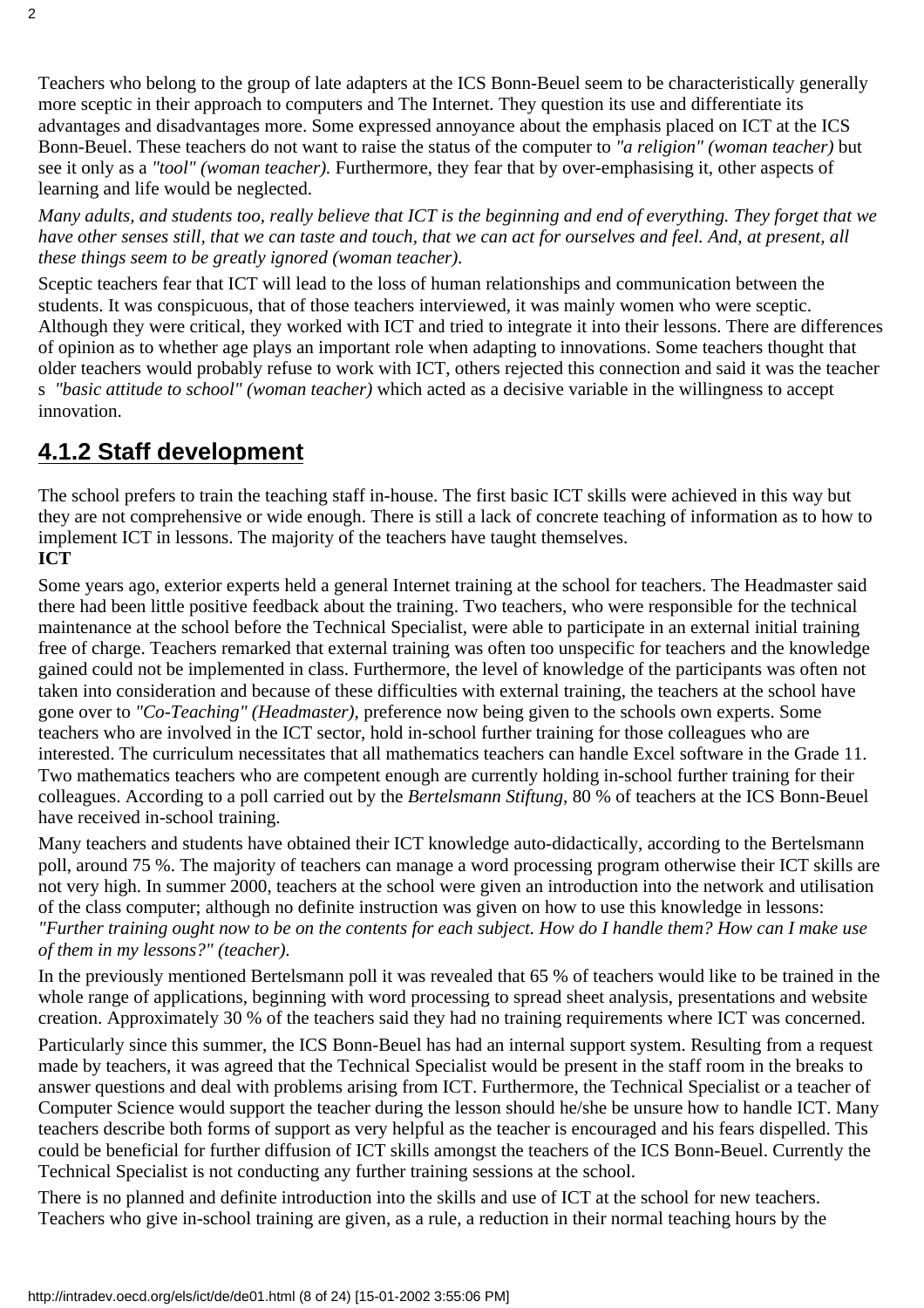Teachers who belong to the group of late adapters at the ICS Bonn-Beuel seem to be characteristically generally more sceptic in their approach to computers and The Internet. They question its use and differentiate its advantages and disadvantages more. Some expressed annoyance about the emphasis placed on ICT at the ICS Bonn-Beuel. These teachers do not want to raise the status of the computer to *"a religion" (woman teacher)* but see it only as a *"tool" (woman teacher).* Furthermore, they fear that by over-emphasising it, other aspects of learning and life would be neglected.

*Many adults, and students too, really believe that ICT is the beginning and end of everything. They forget that we have other senses still, that we can taste and touch, that we can act for ourselves and feel. And, at present, all these things seem to be greatly ignored (woman teacher).*

Sceptic teachers fear that ICT will lead to the loss of human relationships and communication between the students. It was conspicuous, that of those teachers interviewed, it was mainly women who were sceptic. Although they were critical, they worked with ICT and tried to integrate it into their lessons. There are differences of opinion as to whether age plays an important role when adapting to innovations. Some teachers thought that older teachers would probably refuse to work with ICT, others rejected this connection and said it was the teacher s *"basic attitude to school" (woman teacher)* which acted as a decisive variable in the willingness to accept innovation.

## 4.1.2 Staff development

The school prefers to train the teaching staff in-house. The first basic ICT skills were achieved in this way but they are not comprehensive or wide enough. There is still a lack of concrete teaching of information as to how to implement ICT in lessons. The majority of the teachers have taught themselves.
**ICT**

Some years ago, exterior experts held a general Internet training at the school for teachers. The Headmaster said there had been little positive feedback about the training. Two teachers, who were responsible for the technical maintenance at the school before the Technical Specialist, were able to participate in an external initial training free of charge. Teachers remarked that external training was often too unspecific for teachers and the knowledge gained could not be implemented in class. Furthermore, the level of knowledge of the participants was often not taken into consideration and because of these difficulties with external training, the teachers at the school have gone over to *"Co-Teaching" (Headmaster),* preference now being given to the schools own experts. Some teachers who are involved in the ICT sector, hold in-school further training for those colleagues who are interested. The curriculum necessitates that all mathematics teachers can handle Excel software in the Grade 11. Two mathematics teachers who are competent enough are currently holding in-school further training for their colleagues. According to a poll carried out by the *Bertelsmann Stiftung*, 80 % of teachers at the ICS Bonn-Beuel have received in-school training.

Many teachers and students have obtained their ICT knowledge auto-didactically, according to the Bertelsmann poll, around 75 %. The majority of teachers can manage a word processing program otherwise their ICT skills are not very high. In summer 2000, teachers at the school were given an introduction into the network and utilisation of the class computer; although no definite instruction was given on how to use this knowledge in lessons: *"Further training ought now to be on the contents for each subject. How do I handle them? How can I make use of them in my lessons?" (teacher).*

In the previously mentioned Bertelsmann poll it was revealed that 65 % of teachers would like to be trained in the whole range of applications, beginning with word processing to spread sheet analysis, presentations and website creation. Approximately 30 % of the teachers said they had no training requirements where ICT was concerned.

Particularly since this summer, the ICS Bonn-Beuel has had an internal support system. Resulting from a request made by teachers, it was agreed that the Technical Specialist would be present in the staff room in the breaks to answer questions and deal with problems arising from ICT. Furthermore, the Technical Specialist or a teacher of Computer Science would support the teacher during the lesson should he/she be unsure how to handle ICT. Many teachers describe both forms of support as very helpful as the teacher is encouraged and his fears dispelled. This could be beneficial for further diffusion of ICT skills amongst the teachers of the ICS Bonn-Beuel. Currently the Technical Specialist is not conducting any further training sessions at the school.

There is no planned and definite introduction into the skills and use of ICT at the school for new teachers. Teachers who give in-school training are given, as a rule, a reduction in their normal teaching hours by the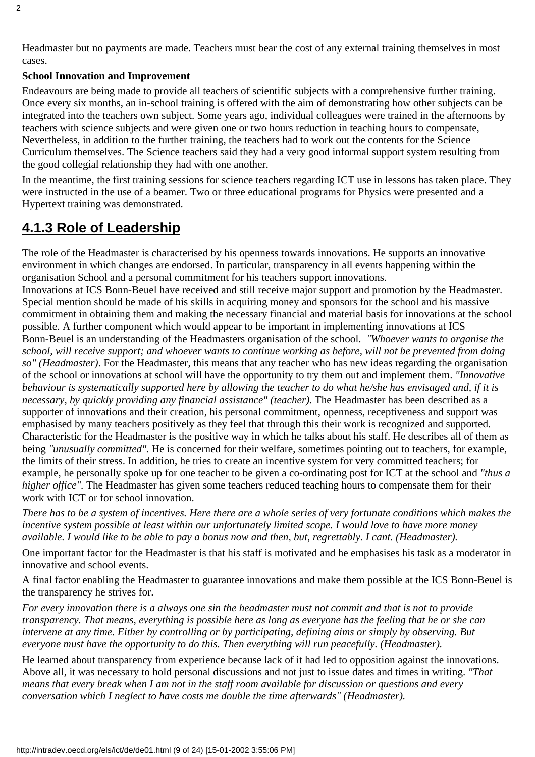Headmaster but no payments are made. Teachers must bear the cost of any external training themselves in most cases.

**School Innovation and Improvement**

Endeavours are being made to provide all teachers of scientific subjects with a comprehensive further training. Once every six months, an in-school training is offered with the aim of demonstrating how other subjects can be integrated into the teachers own subject. Some years ago, individual colleagues were trained in the afternoons by teachers with science subjects and were given one or two hours reduction in teaching hours to compensate, Nevertheless, in addition to the further training, the teachers had to work out the contents for the Science Curriculum themselves. The Science teachers said they had a very good informal support system resulting from the good collegial relationship they had with one another.

In the meantime, the first training sessions for science teachers regarding ICT use in lessons has taken place. They were instructed in the use of a beamer. Two or three educational programs for Physics were presented and a Hypertext training was demonstrated.

## 4.1.3 Role of Leadership

The role of the Headmaster is characterised by his openness towards innovations. He supports an innovative environment in which changes are endorsed. In particular, transparency in all events happening within the organisation School and a personal commitment for his teachers support innovations.
Innovations at ICS Bonn-Beuel have received and still receive major support and promotion by the Headmaster. Special mention should be made of his skills in acquiring money and sponsors for the school and his massive commitment in obtaining them and making the necessary financial and material basis for innovations at the school possible. A further component which would appear to be important in implementing innovations at ICS Bonn-Beuel is an understanding of the Headmasters organisation of the school. *"Whoever wants to organise the school, will receive support; and whoever wants to continue working as before, will not be prevented from doing so" (Headmaster)*. For the Headmaster, this means that any teacher who has new ideas regarding the organisation of the school or innovations at school will have the opportunity to try them out and implement them. *"Innovative behaviour is systematically supported here by allowing the teacher to do what he/she has envisaged and, if it is necessary, by quickly providing any financial assistance" (teacher).* The Headmaster has been described as a supporter of innovations and their creation, his personal commitment, openness, receptiveness and support was emphasised by many teachers positively as they feel that through this their work is recognized and supported. Characteristic for the Headmaster is the positive way in which he talks about his staff. He describes all of them as being *"unusually committed".* He is concerned for their welfare, sometimes pointing out to teachers, for example, the limits of their stress. In addition, he tries to create an incentive system for very committed teachers; for example, he personally spoke up for one teacher to be given a co-ordinating post for ICT at the school and *"thus a higher office".* The Headmaster has given some teachers reduced teaching hours to compensate them for their work with ICT or for school innovation.

*There has to be a system of incentives. Here there are a whole series of very fortunate conditions which makes the incentive system possible at least within our unfortunately limited scope. I would love to have more money available. I would like to be able to pay a bonus now and then, but, regrettably. I cant. (Headmaster).*

One important factor for the Headmaster is that his staff is motivated and he emphasises his task as a moderator in innovative and school events.

A final factor enabling the Headmaster to guarantee innovations and make them possible at the ICS Bonn-Beuel is the transparency he strives for.

*For every innovation there is a always one sin the headmaster must not commit and that is not to provide transparency. That means, everything is possible here as long as everyone has the feeling that he or she can intervene at any time. Either by controlling or by participating, defining aims or simply by observing. But everyone must have the opportunity to do this. Then everything will run peacefully. (Headmaster).*

He learned about transparency from experience because lack of it had led to opposition against the innovations. Above all, it was necessary to hold personal discussions and not just to issue dates and times in writing. *"That means that every break when I am not in the staff room available for discussion or questions and every conversation which I neglect to have costs me double the time afterwards" (Headmaster).*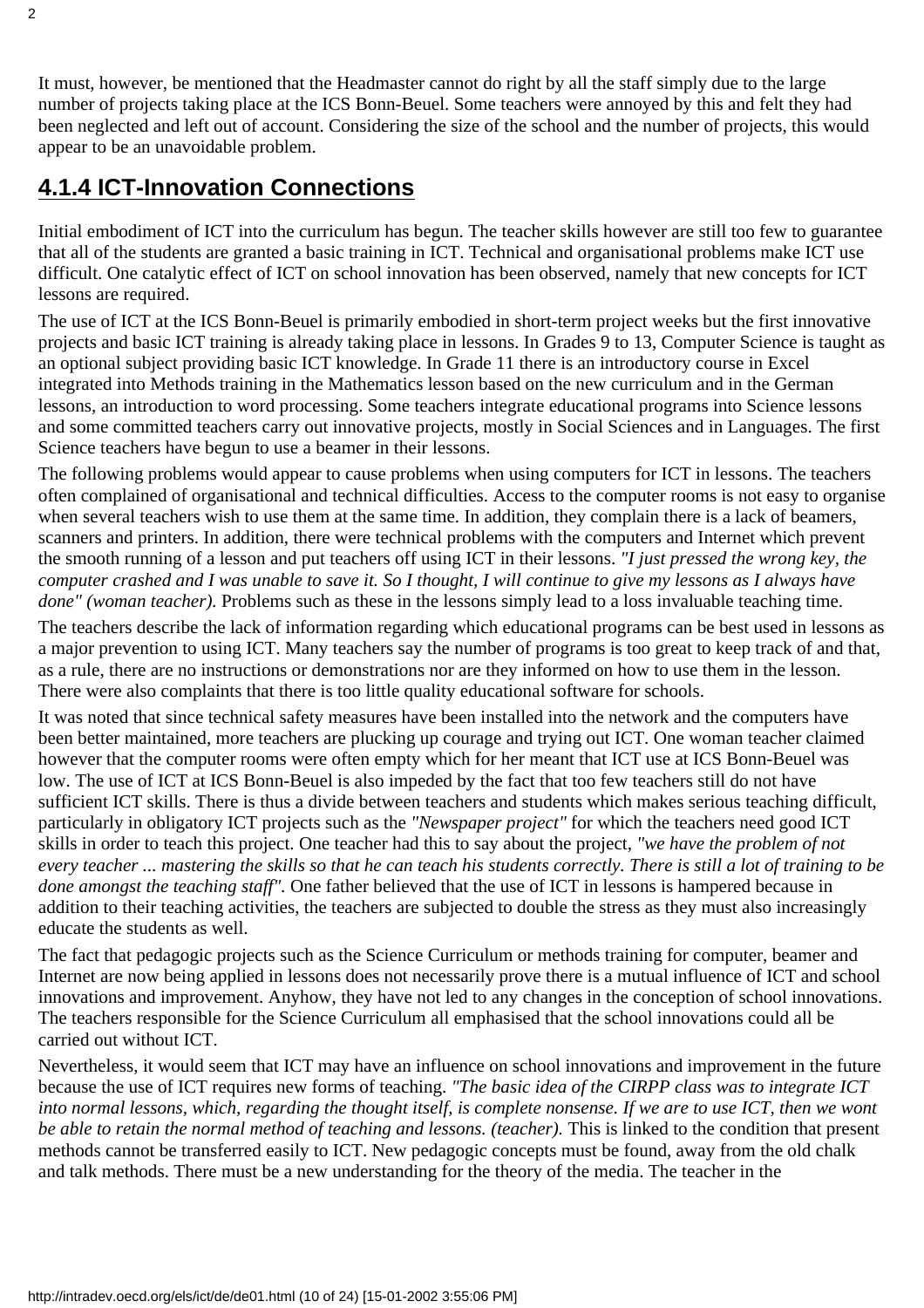It must, however, be mentioned that the Headmaster cannot do right by all the staff simply due to the large number of projects taking place at the ICS Bonn-Beuel. Some teachers were annoyed by this and felt they had been neglected and left out of account. Considering the size of the school and the number of projects, this would appear to be an unavoidable problem.

## 4.1.4 ICT-Innovation Connections

Initial embodiment of ICT into the curriculum has begun. The teacher skills however are still too few to guarantee that all of the students are granted a basic training in ICT. Technical and organisational problems make ICT use difficult. One catalytic effect of ICT on school innovation has been observed, namely that new concepts for ICT lessons are required.

The use of ICT at the ICS Bonn-Beuel is primarily embodied in short-term project weeks but the first innovative projects and basic ICT training is already taking place in lessons. In Grades 9 to 13, Computer Science is taught as an optional subject providing basic ICT knowledge. In Grade 11 there is an introductory course in Excel integrated into Methods training in the Mathematics lesson based on the new curriculum and in the German lessons, an introduction to word processing. Some teachers integrate educational programs into Science lessons and some committed teachers carry out innovative projects, mostly in Social Sciences and in Languages. The first Science teachers have begun to use a beamer in their lessons.

The following problems would appear to cause problems when using computers for ICT in lessons. The teachers often complained of organisational and technical difficulties. Access to the computer rooms is not easy to organise when several teachers wish to use them at the same time. In addition, they complain there is a lack of beamers, scanners and printers. In addition, there were technical problems with the computers and Internet which prevent the smooth running of a lesson and put teachers off using ICT in their lessons. *"I just pressed the wrong key, the computer crashed and I was unable to save it. So I thought, I will continue to give my lessons as I always have done" (woman teacher).* Problems such as these in the lessons simply lead to a loss invaluable teaching time.

The teachers describe the lack of information regarding which educational programs can be best used in lessons as a major prevention to using ICT. Many teachers say the number of programs is too great to keep track of and that, as a rule, there are no instructions or demonstrations nor are they informed on how to use them in the lesson. There were also complaints that there is too little quality educational software for schools.

It was noted that since technical safety measures have been installed into the network and the computers have been better maintained, more teachers are plucking up courage and trying out ICT. One woman teacher claimed however that the computer rooms were often empty which for her meant that ICT use at ICS Bonn-Beuel was low. The use of ICT at ICS Bonn-Beuel is also impeded by the fact that too few teachers still do not have sufficient ICT skills. There is thus a divide between teachers and students which makes serious teaching difficult, particularly in obligatory ICT projects such as the *"Newspaper project"* for which the teachers need good ICT skills in order to teach this project. One teacher had this to say about the project, *"we have the problem of not every teacher ... mastering the skills so that he can teach his students correctly. There is still a lot of training to be done amongst the teaching staff".* One father believed that the use of ICT in lessons is hampered because in addition to their teaching activities, the teachers are subjected to double the stress as they must also increasingly educate the students as well.

The fact that pedagogic projects such as the Science Curriculum or methods training for computer, beamer and Internet are now being applied in lessons does not necessarily prove there is a mutual influence of ICT and school innovations and improvement. Anyhow, they have not led to any changes in the conception of school innovations. The teachers responsible for the Science Curriculum all emphasised that the school innovations could all be carried out without ICT.

Nevertheless, it would seem that ICT may have an influence on school innovations and improvement in the future because the use of ICT requires new forms of teaching. *"The basic idea of the CIRPP class was to integrate ICT into normal lessons, which, regarding the thought itself, is complete nonsense. If we are to use ICT, then we wont be able to retain the normal method of teaching and lessons. (teacher).* This is linked to the condition that present methods cannot be transferred easily to ICT. New pedagogic concepts must be found, away from the old chalk and talk methods. There must be a new understanding for the theory of the media. The teacher in the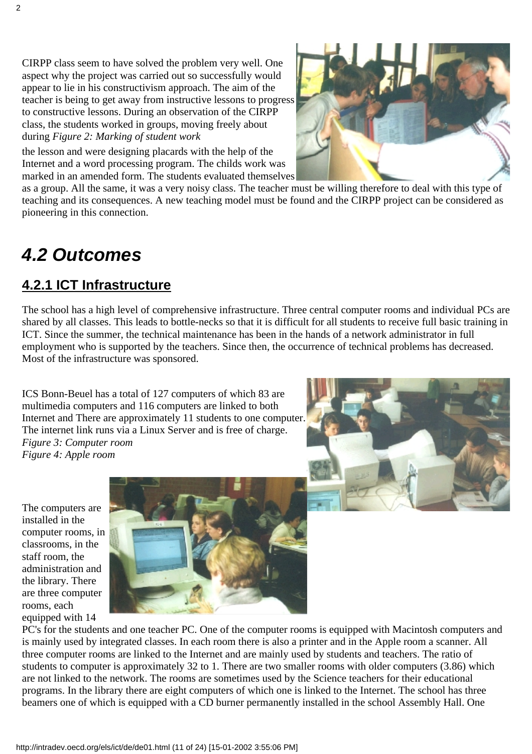CIRPP class seem to have solved the problem very well. One aspect why the project was carried out so successfully would appear to lie in his constructivism approach. The aim of the teacher is being to get away from instructive lessons to progress to constructive lessons. During an observation of the CIRPP class, the students worked in groups, moving freely about during

*Figure 2: Marking of student work*

the lesson and were designing placards with the help of the Internet and a word processing program. The childs work was marked in an amended form. The students evaluated themselves as a group. All the same, it was a very noisy class. The teacher must be willing therefore to deal with this type of teaching and its consequences. A new teaching model must be found and the CIRPP project can be considered as pioneering in this connection.

## *4.2 Outcomes*

### 4.2.1 ICT Infrastructure

The school has a high level of comprehensive infrastructure. Three central computer rooms and individual PCs are shared by all classes. This leads to bottle-necks so that it is difficult for all students to receive full basic training in ICT. Since the summer, the technical maintenance has been in the hands of a network administrator in full employment who is supported by the teachers. Since then, the occurrence of technical problems has decreased. Most of the infrastructure was sponsored.

ICS Bonn-Beuel has a total of 127 computers of which 83 are multimedia computers and 116 computers are linked to both Internet and There are approximately 11 students to one computer. The internet link runs via a Linux Server and is free of charge.

*Figure 3: Computer room*

*Figure 4: Apple room*

The computers are installed in the computer rooms, in classrooms, in the staff room, the administration and the library. There are three computer rooms, each equipped with 14 PC's for the students and one teacher PC. One of the computer rooms is equipped with Macintosh computers and is mainly used by integrated classes. In each room there is also a printer and in the Apple room a scanner. All three computer rooms are linked to the Internet and are mainly used by students and teachers. The ratio of students to computer is approximately 32 to 1. There are two smaller rooms with older computers (3.86) which are not linked to the network. The rooms are sometimes used by the Science teachers for their educational programs. In the library there are eight computers of which one is linked to the Internet. The school has three beamers one of which is equipped with a CD burner permanently installed in the school Assembly Hall. One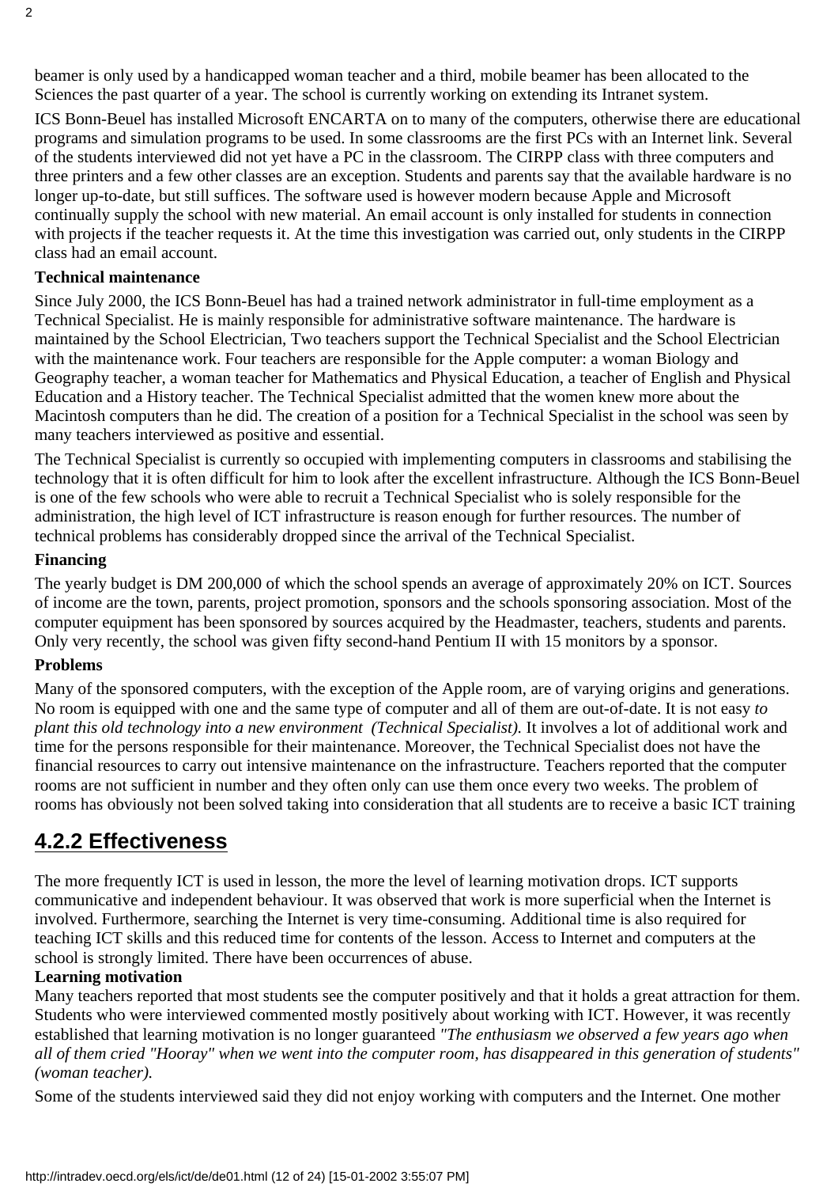beamer is only used by a handicapped woman teacher and a third, mobile beamer has been allocated to the Sciences the past quarter of a year. The school is currently working on extending its Intranet system.

ICS Bonn-Beuel has installed Microsoft ENCARTA on to many of the computers, otherwise there are educational programs and simulation programs to be used. In some classrooms are the first PCs with an Internet link. Several of the students interviewed did not yet have a PC in the classroom. The CIRPP class with three computers and three printers and a few other classes are an exception. Students and parents say that the available hardware is no longer up-to-date, but still suffices. The software used is however modern because Apple and Microsoft continually supply the school with new material. An email account is only installed for students in connection with projects if the teacher requests it. At the time this investigation was carried out, only students in the CIRPP class had an email account.

**Technical maintenance**

Since July 2000, the ICS Bonn-Beuel has had a trained network administrator in full-time employment as a Technical Specialist. He is mainly responsible for administrative software maintenance. The hardware is maintained by the School Electrician, Two teachers support the Technical Specialist and the School Electrician with the maintenance work. Four teachers are responsible for the Apple computer: a woman Biology and Geography teacher, a woman teacher for Mathematics and Physical Education, a teacher of English and Physical Education and a History teacher. The Technical Specialist admitted that the women knew more about the Macintosh computers than he did. The creation of a position for a Technical Specialist in the school was seen by many teachers interviewed as positive and essential.

The Technical Specialist is currently so occupied with implementing computers in classrooms and stabilising the technology that it is often difficult for him to look after the excellent infrastructure. Although the ICS Bonn-Beuel is one of the few schools who were able to recruit a Technical Specialist who is solely responsible for the administration, the high level of ICT infrastructure is reason enough for further resources. The number of technical problems has considerably dropped since the arrival of the Technical Specialist.

**Financing**

The yearly budget is DM 200,000 of which the school spends an average of approximately 20% on ICT. Sources of income are the town, parents, project promotion, sponsors and the schools sponsoring association. Most of the computer equipment has been sponsored by sources acquired by the Headmaster, teachers, students and parents. Only very recently, the school was given fifty second-hand Pentium II with 15 monitors by a sponsor.

**Problems**

Many of the sponsored computers, with the exception of the Apple room, are of varying origins and generations. No room is equipped with one and the same type of computer and all of them are out-of-date. It is not easy *to plant this old technology into a new environment (Technical Specialist).* It involves a lot of additional work and time for the persons responsible for their maintenance. Moreover, the Technical Specialist does not have the financial resources to carry out intensive maintenance on the infrastructure. Teachers reported that the computer rooms are not sufficient in number and they often only can use them once every two weeks. The problem of rooms has obviously not been solved taking into consideration that all students are to receive a basic ICT training

## 4.2.2 Effectiveness

The more frequently ICT is used in lesson, the more the level of learning motivation drops. ICT supports communicative and independent behaviour. It was observed that work is more superficial when the Internet is involved. Furthermore, searching the Internet is very time-consuming. Additional time is also required for teaching ICT skills and this reduced time for contents of the lesson. Access to Internet and computers at the school is strongly limited. There have been occurrences of abuse.

**Learning motivation**

Many teachers reported that most students see the computer positively and that it holds a great attraction for them. Students who were interviewed commented mostly positively about working with ICT. However, it was recently established that learning motivation is no longer guaranteed *"The enthusiasm we observed a few years ago when all of them cried "Hooray" when we went into the computer room, has disappeared in this generation of students" (woman teacher).*

Some of the students interviewed said they did not enjoy working with computers and the Internet. One mother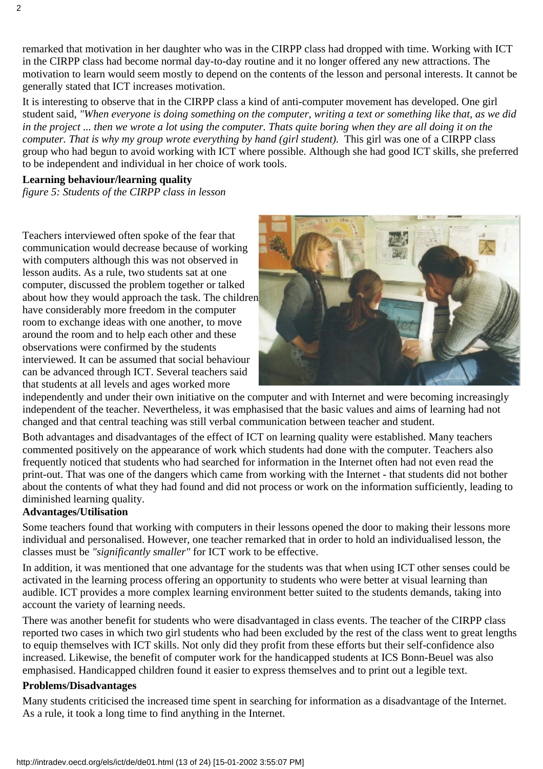remarked that motivation in her daughter who was in the CIRPP class had dropped with time. Working with ICT in the CIRPP class had become normal day-to-day routine and it no longer offered any new attractions. The motivation to learn would seem mostly to depend on the contents of the lesson and personal interests. It cannot be generally stated that ICT increases motivation.

It is interesting to observe that in the CIRPP class a kind of anti-computer movement has developed. One girl student said, *"When everyone is doing something on the computer, writing a text or something like that, as we did in the project ... then we wrote a lot using the computer. Thats quite boring when they are all doing it on the computer. That is why my group wrote everything by hand (girl student).* This girl was one of a CIRPP class group who had begun to avoid working with ICT where possible. Although she had good ICT skills, she preferred to be independent and individual in her choice of work tools.

**Learning behaviour/learning quality**

*figure 5: Students of the CIRPP class in lesson*

Teachers interviewed often spoke of the fear that communication would decrease because of working with computers although this was not observed in lesson audits. As a rule, two students sat at one computer, discussed the problem together or talked about how they would approach the task. The children have considerably more freedom in the computer room to exchange ideas with one another, to move around the room and to help each other and these observations were confirmed by the students interviewed. It can be assumed that social behaviour can be advanced through ICT. Several teachers said that students at all levels and ages worked more independently and under their own initiative on the computer and with Internet and were becoming increasingly independent of the teacher. Nevertheless, it was emphasised that the basic values and aims of learning had not changed and that central teaching was still verbal communication between teacher and student.

Both advantages and disadvantages of the effect of ICT on learning quality were established. Many teachers commented positively on the appearance of work which students had done with the computer. Teachers also frequently noticed that students who had searched for information in the Internet often had not even read the print-out. That was one of the dangers which came from working with the Internet - that students did not bother about the contents of what they had found and did not process or work on the information sufficiently, leading to diminished learning quality.

**Advantages/Utilisation**

Some teachers found that working with computers in their lessons opened the door to making their lessons more individual and personalised. However, one teacher remarked that in order to hold an individualised lesson, the classes must be *"significantly smaller"* for ICT work to be effective.

In addition, it was mentioned that one advantage for the students was that when using ICT other senses could be activated in the learning process offering an opportunity to students who were better at visual learning than audible. ICT provides a more complex learning environment better suited to the students demands, taking into account the variety of learning needs.

There was another benefit for students who were disadvantaged in class events. The teacher of the CIRPP class reported two cases in which two girl students who had been excluded by the rest of the class went to great lengths to equip themselves with ICT skills. Not only did they profit from these efforts but their self-confidence also increased. Likewise, the benefit of computer work for the handicapped students at ICS Bonn-Beuel was also emphasised. Handicapped children found it easier to express themselves and to print out a legible text.

**Problems/Disadvantages**

Many students criticised the increased time spent in searching for information as a disadvantage of the Internet. As a rule, it took a long time to find anything in the Internet.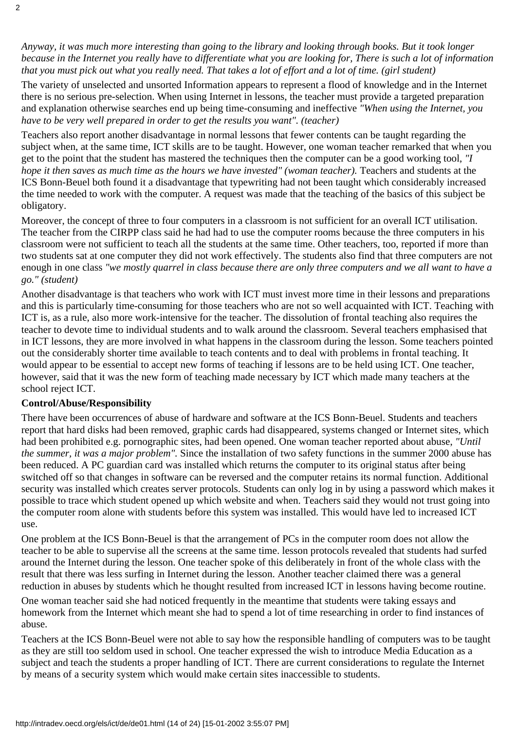*Anyway, it was much more interesting than going to the library and looking through books. But it took longer because in the Internet you really have to differentiate what you are looking for, There is such a lot of information that you must pick out what you really need. That takes a lot of effort and a lot of time. (girl student)*

The variety of unselected and unsorted Information appears to represent a flood of knowledge and in the Internet there is no serious pre-selection. When using Internet in lessons, the teacher must provide a targeted preparation and explanation otherwise searches end up being time-consuming and ineffective *"When using the Internet, you have to be very well prepared in order to get the results you want". (teacher)*

Teachers also report another disadvantage in normal lessons that fewer contents can be taught regarding the subject when, at the same time, ICT skills are to be taught. However, one woman teacher remarked that when you get to the point that the student has mastered the techniques then the computer can be a good working tool, *"I hope it then saves as much time as the hours we have invested" (woman teacher).* Teachers and students at the ICS Bonn-Beuel both found it a disadvantage that typewriting had not been taught which considerably increased the time needed to work with the computer. A request was made that the teaching of the basics of this subject be obligatory.

Moreover, the concept of three to four computers in a classroom is not sufficient for an overall ICT utilisation. The teacher from the CIRPP class said he had had to use the computer rooms because the three computers in his classroom were not sufficient to teach all the students at the same time. Other teachers, too, reported if more than two students sat at one computer they did not work effectively. The students also find that three computers are not enough in one class *"we mostly quarrel in class because there are only three computers and we all want to have a go." (student)*

Another disadvantage is that teachers who work with ICT must invest more time in their lessons and preparations and this is particularly time-consuming for those teachers who are not so well acquainted with ICT. Teaching with ICT is, as a rule, also more work-intensive for the teacher. The dissolution of frontal teaching also requires the teacher to devote time to individual students and to walk around the classroom. Several teachers emphasised that in ICT lessons, they are more involved in what happens in the classroom during the lesson. Some teachers pointed out the considerably shorter time available to teach contents and to deal with problems in frontal teaching. It would appear to be essential to accept new forms of teaching if lessons are to be held using ICT. One teacher, however, said that it was the new form of teaching made necessary by ICT which made many teachers at the school reject ICT.

**Control/Abuse/Responsibility**

There have been occurrences of abuse of hardware and software at the ICS Bonn-Beuel. Students and teachers report that hard disks had been removed, graphic cards had disappeared, systems changed or Internet sites, which had been prohibited e.g. pornographic sites, had been opened. One woman teacher reported about abuse, *"Until the summer, it was a major problem".* Since the installation of two safety functions in the summer 2000 abuse has been reduced. A PC guardian card was installed which returns the computer to its original status after being switched off so that changes in software can be reversed and the computer retains its normal function. Additional security was installed which creates server protocols. Students can only log in by using a password which makes it possible to trace which student opened up which website and when. Teachers said they would not trust going into the computer room alone with students before this system was installed. This would have led to increased ICT use.

One problem at the ICS Bonn-Beuel is that the arrangement of PCs in the computer room does not allow the teacher to be able to supervise all the screens at the same time. lesson protocols revealed that students had surfed around the Internet during the lesson. One teacher spoke of this deliberately in front of the whole class with the result that there was less surfing in Internet during the lesson. Another teacher claimed there was a general reduction in abuses by students which he thought resulted from increased ICT in lessons having become routine.

One woman teacher said she had noticed frequently in the meantime that students were taking essays and homework from the Internet which meant she had to spend a lot of time researching in order to find instances of abuse.

Teachers at the ICS Bonn-Beuel were not able to say how the responsible handling of computers was to be taught as they are still too seldom used in school. One teacher expressed the wish to introduce Media Education as a subject and teach the students a proper handling of ICT. There are current considerations to regulate the Internet by means of a security system which would make certain sites inaccessible to students.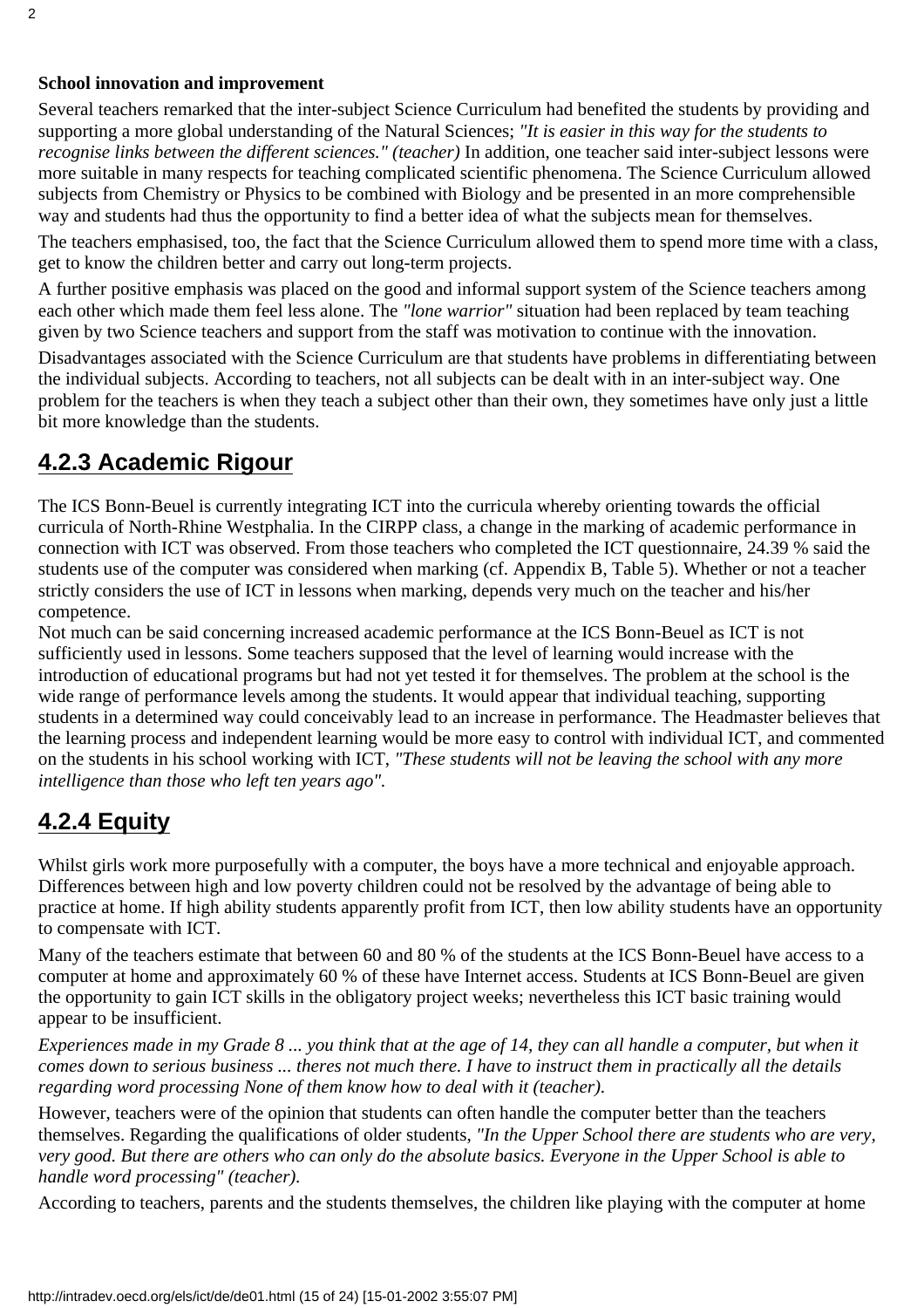**School innovation and improvement**

Several teachers remarked that the inter-subject Science Curriculum had benefited the students by providing and supporting a more global understanding of the Natural Sciences; *"It is easier in this way for the students to recognise links between the different sciences." (teacher)* In addition, one teacher said inter-subject lessons were more suitable in many respects for teaching complicated scientific phenomena. The Science Curriculum allowed subjects from Chemistry or Physics to be combined with Biology and be presented in an more comprehensible way and students had thus the opportunity to find a better idea of what the subjects mean for themselves.

The teachers emphasised, too, the fact that the Science Curriculum allowed them to spend more time with a class, get to know the children better and carry out long-term projects.

A further positive emphasis was placed on the good and informal support system of the Science teachers among each other which made them feel less alone. The *"lone warrior"* situation had been replaced by team teaching given by two Science teachers and support from the staff was motivation to continue with the innovation.

Disadvantages associated with the Science Curriculum are that students have problems in differentiating between the individual subjects. According to teachers, not all subjects can be dealt with in an inter-subject way. One problem for the teachers is when they teach a subject other than their own, they sometimes have only just a little bit more knowledge than the students.

## 4.2.3 Academic Rigour

The ICS Bonn-Beuel is currently integrating ICT into the curricula whereby orienting towards the official curricula of North-Rhine Westphalia. In the CIRPP class, a change in the marking of academic performance in connection with ICT was observed. From those teachers who completed the ICT questionnaire, 24.39 % said the students use of the computer was considered when marking (cf. Appendix B, Table 5). Whether or not a teacher strictly considers the use of ICT in lessons when marking, depends very much on the teacher and his/her competence.

Not much can be said concerning increased academic performance at the ICS Bonn-Beuel as ICT is not sufficiently used in lessons. Some teachers supposed that the level of learning would increase with the introduction of educational programs but had not yet tested it for themselves. The problem at the school is the wide range of performance levels among the students. It would appear that individual teaching, supporting students in a determined way could conceivably lead to an increase in performance. The Headmaster believes that the learning process and independent learning would be more easy to control with individual ICT, and commented on the students in his school working with ICT, *"These students will not be leaving the school with any more intelligence than those who left ten years ago".*

## 4.2.4 Equity

Whilst girls work more purposefully with a computer, the boys have a more technical and enjoyable approach. Differences between high and low poverty children could not be resolved by the advantage of being able to practice at home. If high ability students apparently profit from ICT, then low ability students have an opportunity to compensate with ICT.

Many of the teachers estimate that between 60 and 80 % of the students at the ICS Bonn-Beuel have access to a computer at home and approximately 60 % of these have Internet access. Students at ICS Bonn-Beuel are given the opportunity to gain ICT skills in the obligatory project weeks; nevertheless this ICT basic training would appear to be insufficient.

*Experiences made in my Grade 8 ... you think that at the age of 14, they can all handle a computer, but when it comes down to serious business ... theres not much there. I have to instruct them in practically all the details regarding word processing None of them know how to deal with it (teacher).*

However, teachers were of the opinion that students can often handle the computer better than the teachers themselves. Regarding the qualifications of older students, *"In the Upper School there are students who are very, very good. But there are others who can only do the absolute basics. Everyone in the Upper School is able to handle word processing" (teacher).*

According to teachers, parents and the students themselves, the children like playing with the computer at home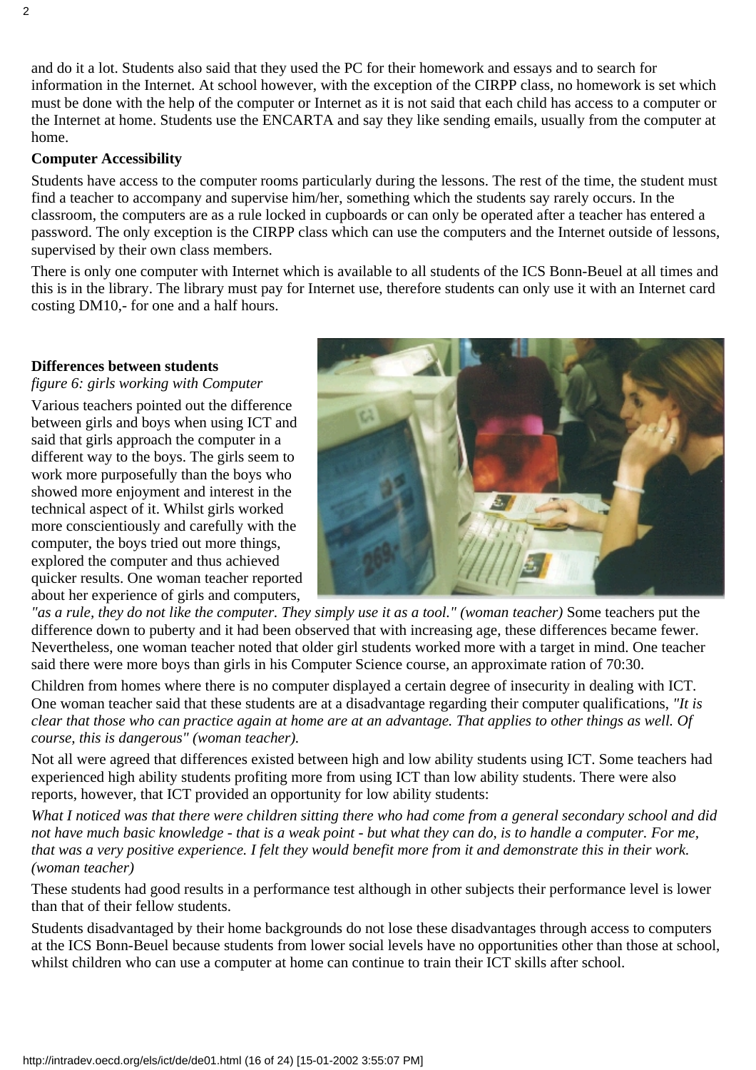and do it a lot. Students also said that they used the PC for their homework and essays and to search for information in the Internet. At school however, with the exception of the CIRPP class, no homework is set which must be done with the help of the computer or Internet as it is not said that each child has access to a computer or the Internet at home. Students use the ENCARTA and say they like sending emails, usually from the computer at home.

**Computer Accessibility**

Students have access to the computer rooms particularly during the lessons. The rest of the time, the student must find a teacher to accompany and supervise him/her, something which the students say rarely occurs. In the classroom, the computers are as a rule locked in cupboards or can only be operated after a teacher has entered a password. The only exception is the CIRPP class which can use the computers and the Internet outside of lessons, supervised by their own class members.

There is only one computer with Internet which is available to all students of the ICS Bonn-Beuel at all times and this is in the library. The library must pay for Internet use, therefore students can only use it with an Internet card costing DM10,- for one and a half hours.

**Differences between students**

*figure 6: girls working with Computer*

Various teachers pointed out the difference between girls and boys when using ICT and said that girls approach the computer in a different way to the boys. The girls seem to work more purposefully than the boys who showed more enjoyment and interest in the technical aspect of it. Whilst girls worked more conscientiously and carefully with the computer, the boys tried out more things, explored the computer and thus achieved quicker results. One woman teacher reported about her experience of girls and computers, *"as a rule, they do not like the computer. They simply use it as a tool." (woman teacher)* Some teachers put the difference down to puberty and it had been observed that with increasing age, these differences became fewer. Nevertheless, one woman teacher noted that older girl students worked more with a target in mind. One teacher said there were more boys than girls in his Computer Science course, an approximate ration of 70:30.

Children from homes where there is no computer displayed a certain degree of insecurity in dealing with ICT. One woman teacher said that these students are at a disadvantage regarding their computer qualifications, *"It is clear that those who can practice again at home are at an advantage. That applies to other things as well. Of course, this is dangerous" (woman teacher).*

Not all were agreed that differences existed between high and low ability students using ICT. Some teachers had experienced high ability students profiting more from using ICT than low ability students. There were also reports, however, that ICT provided an opportunity for low ability students:

*What I noticed was that there were children sitting there who had come from a general secondary school and did not have much basic knowledge - that is a weak point - but what they can do, is to handle a computer. For me, that was a very positive experience. I felt they would benefit more from it and demonstrate this in their work. (woman teacher)*

These students had good results in a performance test although in other subjects their performance level is lower than that of their fellow students.

Students disadvantaged by their home backgrounds do not lose these disadvantages through access to computers at the ICS Bonn-Beuel because students from lower social levels have no opportunities other than those at school, whilst children who can use a computer at home can continue to train their ICT skills after school.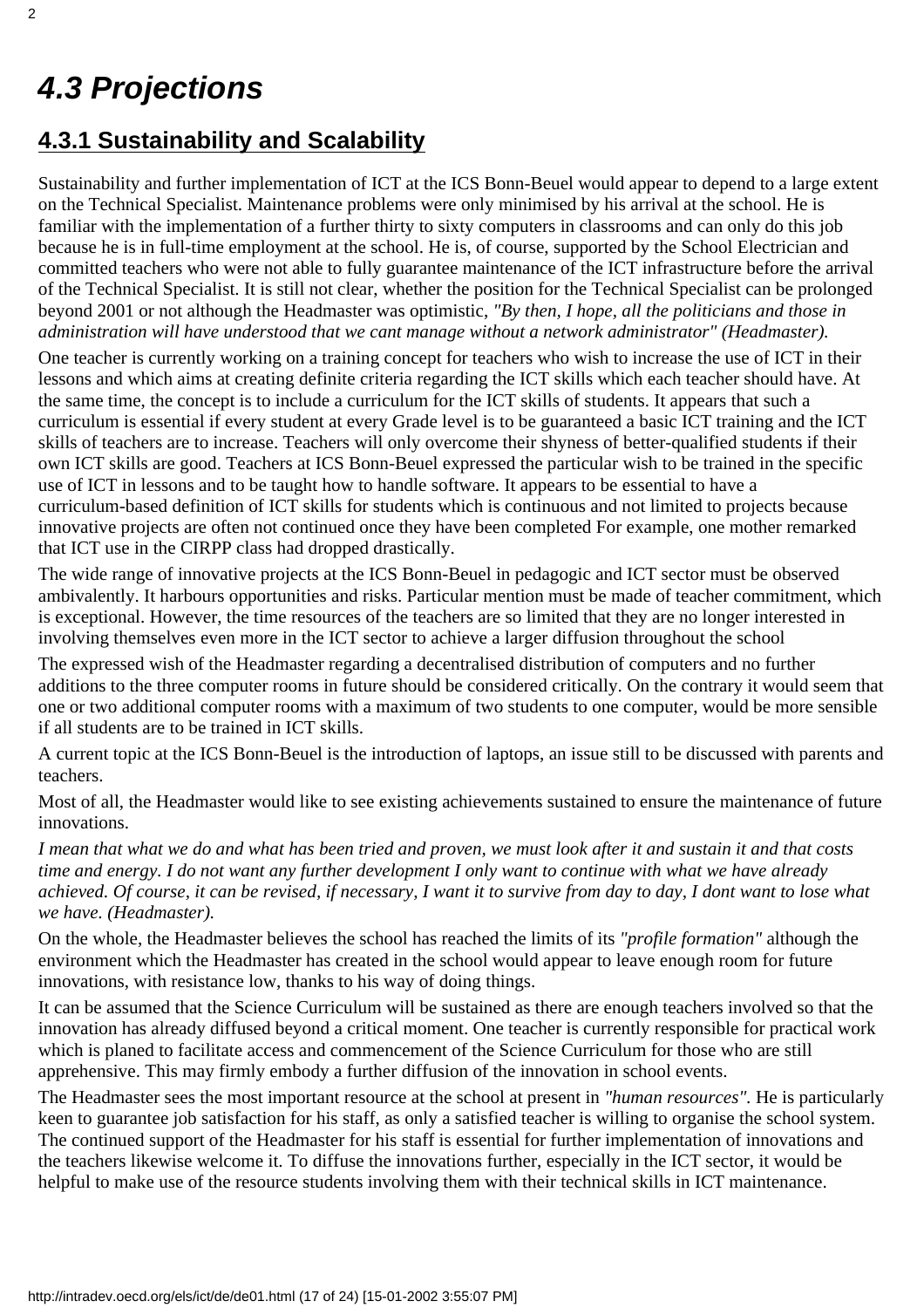## *4.3 Projections*

### 4.3.1 Sustainability and Scalability

Sustainability and further implementation of ICT at the ICS Bonn-Beuel would appear to depend to a large extent on the Technical Specialist. Maintenance problems were only minimised by his arrival at the school. He is familiar with the implementation of a further thirty to sixty computers in classrooms and can only do this job because he is in full-time employment at the school. He is, of course, supported by the School Electrician and committed teachers who were not able to fully guarantee maintenance of the ICT infrastructure before the arrival of the Technical Specialist. It is still not clear, whether the position for the Technical Specialist can be prolonged beyond 2001 or not although the Headmaster was optimistic, *"By then, I hope, all the politicians and those in administration will have understood that we cant manage without a network administrator" (Headmaster).*

One teacher is currently working on a training concept for teachers who wish to increase the use of ICT in their lessons and which aims at creating definite criteria regarding the ICT skills which each teacher should have. At the same time, the concept is to include a curriculum for the ICT skills of students. It appears that such a curriculum is essential if every student at every Grade level is to be guaranteed a basic ICT training and the ICT skills of teachers are to increase. Teachers will only overcome their shyness of better-qualified students if their own ICT skills are good. Teachers at ICS Bonn-Beuel expressed the particular wish to be trained in the specific use of ICT in lessons and to be taught how to handle software. It appears to be essential to have a curriculum-based definition of ICT skills for students which is continuous and not limited to projects because innovative projects are often not continued once they have been completed For example, one mother remarked that ICT use in the CIRPP class had dropped drastically.

The wide range of innovative projects at the ICS Bonn-Beuel in pedagogic and ICT sector must be observed ambivalently. It harbours opportunities and risks. Particular mention must be made of teacher commitment, which is exceptional. However, the time resources of the teachers are so limited that they are no longer interested in involving themselves even more in the ICT sector to achieve a larger diffusion throughout the school

The expressed wish of the Headmaster regarding a decentralised distribution of computers and no further additions to the three computer rooms in future should be considered critically. On the contrary it would seem that one or two additional computer rooms with a maximum of two students to one computer, would be more sensible if all students are to be trained in ICT skills.

A current topic at the ICS Bonn-Beuel is the introduction of laptops, an issue still to be discussed with parents and teachers.

Most of all, the Headmaster would like to see existing achievements sustained to ensure the maintenance of future innovations.

*I mean that what we do and what has been tried and proven, we must look after it and sustain it and that costs time and energy. I do not want any further development I only want to continue with what we have already achieved. Of course, it can be revised, if necessary, I want it to survive from day to day, I dont want to lose what we have. (Headmaster).*

On the whole, the Headmaster believes the school has reached the limits of its *"profile formation"* although the environment which the Headmaster has created in the school would appear to leave enough room for future innovations, with resistance low, thanks to his way of doing things.

It can be assumed that the Science Curriculum will be sustained as there are enough teachers involved so that the innovation has already diffused beyond a critical moment. One teacher is currently responsible for practical work which is planed to facilitate access and commencement of the Science Curriculum for those who are still apprehensive. This may firmly embody a further diffusion of the innovation in school events.

The Headmaster sees the most important resource at the school at present in *"human resources"*. He is particularly keen to guarantee job satisfaction for his staff, as only a satisfied teacher is willing to organise the school system. The continued support of the Headmaster for his staff is essential for further implementation of innovations and the teachers likewise welcome it. To diffuse the innovations further, especially in the ICT sector, it would be helpful to make use of the resource students involving them with their technical skills in ICT maintenance.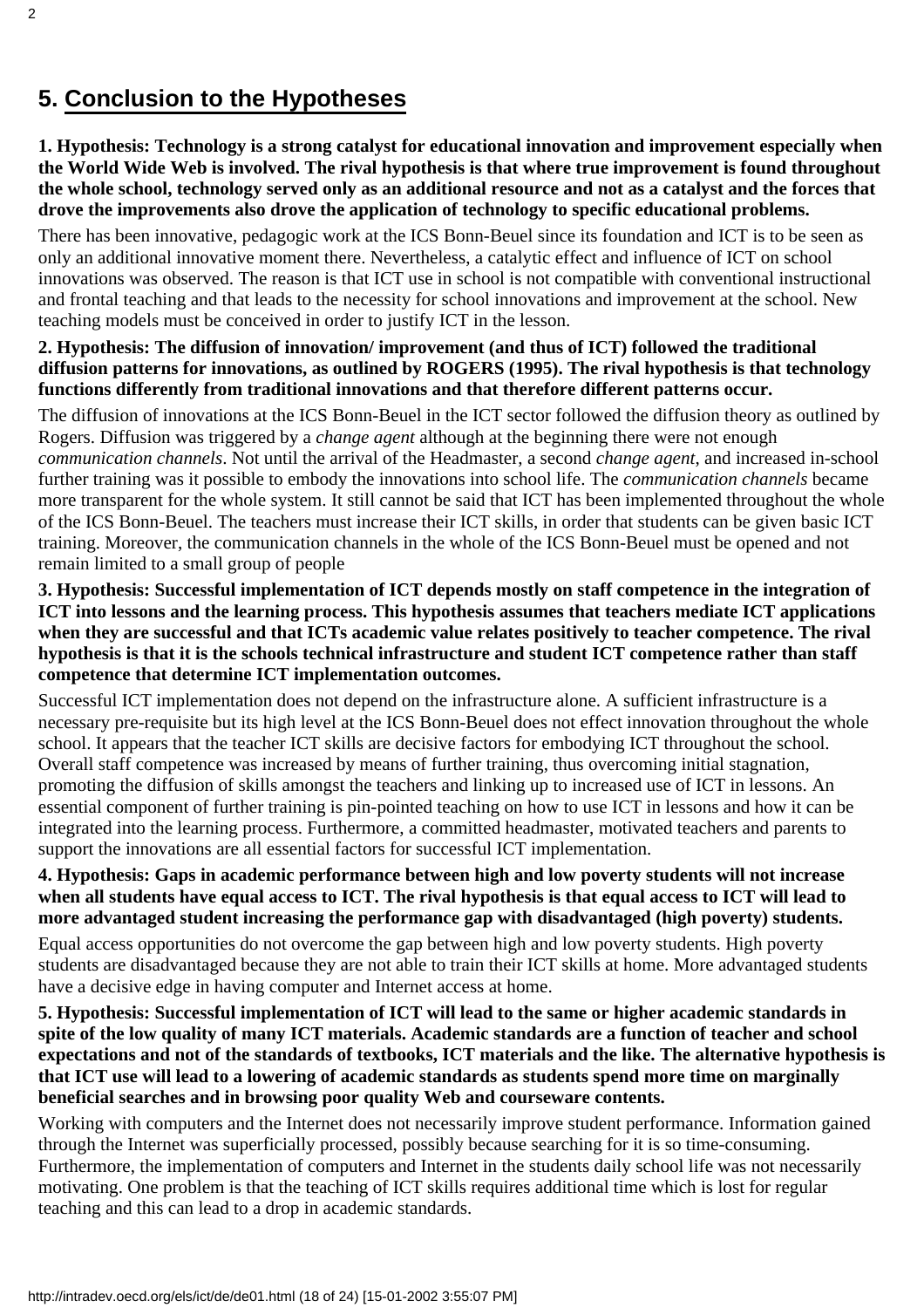## 5. Conclusion to the Hypotheses

**1. Hypothesis: Technology is a strong catalyst for educational innovation and improvement especially when the World Wide Web is involved. The rival hypothesis is that where true improvement is found throughout the whole school, technology served only as an additional resource and not as a catalyst and the forces that drove the improvements also drove the application of technology to specific educational problems.**

There has been innovative, pedagogic work at the ICS Bonn-Beuel since its foundation and ICT is to be seen as only an additional innovative moment there. Nevertheless, a catalytic effect and influence of ICT on school innovations was observed. The reason is that ICT use in school is not compatible with conventional instructional and frontal teaching and that leads to the necessity for school innovations and improvement at the school. New teaching models must be conceived in order to justify ICT in the lesson.

**2. Hypothesis: The diffusion of innovation/ improvement (and thus of ICT) followed the traditional diffusion patterns for innovations, as outlined by ROGERS (1995). The rival hypothesis is that technology functions differently from traditional innovations and that therefore different patterns occur.**

The diffusion of innovations at the ICS Bonn-Beuel in the ICT sector followed the diffusion theory as outlined by Rogers. Diffusion was triggered by a *change agent* although at the beginning there were not enough *communication channels*. Not until the arrival of the Headmaster, a second *change agent*, and increased in-school further training was it possible to embody the innovations into school life. The *communication channels* became more transparent for the whole system. It still cannot be said that ICT has been implemented throughout the whole of the ICS Bonn-Beuel. The teachers must increase their ICT skills, in order that students can be given basic ICT training. Moreover, the communication channels in the whole of the ICS Bonn-Beuel must be opened and not remain limited to a small group of people

**3. Hypothesis: Successful implementation of ICT depends mostly on staff competence in the integration of ICT into lessons and the learning process. This hypothesis assumes that teachers mediate ICT applications when they are successful and that ICTs academic value relates positively to teacher competence. The rival hypothesis is that it is the schools technical infrastructure and student ICT competence rather than staff competence that determine ICT implementation outcomes.**

Successful ICT implementation does not depend on the infrastructure alone. A sufficient infrastructure is a necessary pre-requisite but its high level at the ICS Bonn-Beuel does not effect innovation throughout the whole school. It appears that the teacher ICT skills are decisive factors for embodying ICT throughout the school. Overall staff competence was increased by means of further training, thus overcoming initial stagnation, promoting the diffusion of skills amongst the teachers and linking up to increased use of ICT in lessons. An essential component of further training is pin-pointed teaching on how to use ICT in lessons and how it can be integrated into the learning process. Furthermore, a committed headmaster, motivated teachers and parents to support the innovations are all essential factors for successful ICT implementation.

**4. Hypothesis: Gaps in academic performance between high and low poverty students will not increase when all students have equal access to ICT. The rival hypothesis is that equal access to ICT will lead to more advantaged student increasing the performance gap with disadvantaged (high poverty) students.**

Equal access opportunities do not overcome the gap between high and low poverty students. High poverty students are disadvantaged because they are not able to train their ICT skills at home. More advantaged students have a decisive edge in having computer and Internet access at home.

**5. Hypothesis: Successful implementation of ICT will lead to the same or higher academic standards in spite of the low quality of many ICT materials. Academic standards are a function of teacher and school expectations and not of the standards of textbooks, ICT materials and the like. The alternative hypothesis is that ICT use will lead to a lowering of academic standards as students spend more time on marginally beneficial searches and in browsing poor quality Web and courseware contents.**

Working with computers and the Internet does not necessarily improve student performance. Information gained through the Internet was superficially processed, possibly because searching for it is so time-consuming. Furthermore, the implementation of computers and Internet in the students daily school life was not necessarily motivating. One problem is that the teaching of ICT skills requires additional time which is lost for regular teaching and this can lead to a drop in academic standards.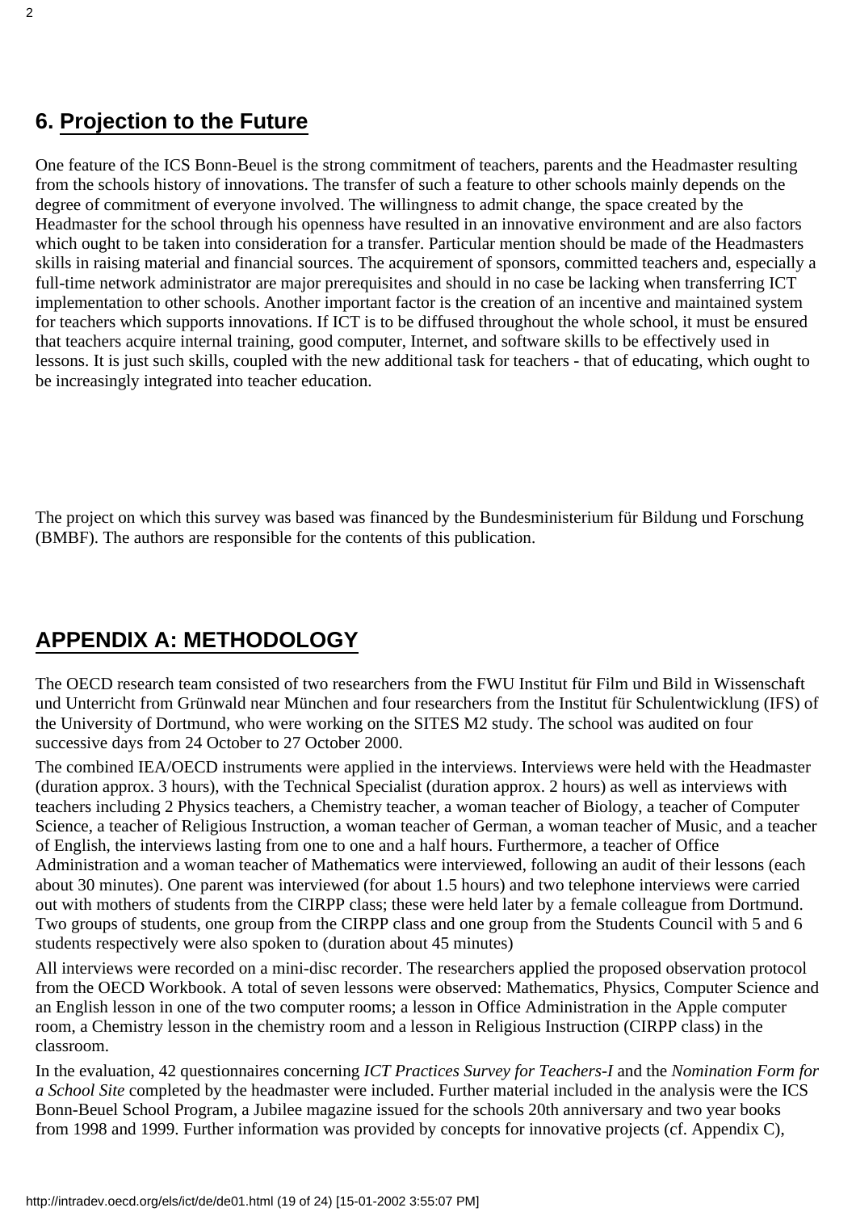## 6. Projection to the Future

One feature of the ICS Bonn-Beuel is the strong commitment of teachers, parents and the Headmaster resulting from the schools history of innovations. The transfer of such a feature to other schools mainly depends on the degree of commitment of everyone involved. The willingness to admit change, the space created by the Headmaster for the school through his openness have resulted in an innovative environment and are also factors which ought to be taken into consideration for a transfer. Particular mention should be made of the Headmasters skills in raising material and financial sources. The acquirement of sponsors, committed teachers and, especially a full-time network administrator are major prerequisites and should in no case be lacking when transferring ICT implementation to other schools. Another important factor is the creation of an incentive and maintained system for teachers which supports innovations. If ICT is to be diffused throughout the whole school, it must be ensured that teachers acquire internal training, good computer, Internet, and software skills to be effectively used in lessons. It is just such skills, coupled with the new additional task for teachers - that of educating, which ought to be increasingly integrated into teacher education.

The project on which this survey was based was financed by the Bundesministerium für Bildung und Forschung (BMBF). The authors are responsible for the contents of this publication.

## APPENDIX A: METHODOLOGY

The OECD research team consisted of two researchers from the FWU Institut für Film und Bild in Wissenschaft und Unterricht from Grünwald near München and four researchers from the Institut für Schulentwicklung (IFS) of the University of Dortmund, who were working on the SITES M2 study. The school was audited on four successive days from 24 October to 27 October 2000.

The combined IEA/OECD instruments were applied in the interviews. Interviews were held with the Headmaster (duration approx. 3 hours), with the Technical Specialist (duration approx. 2 hours) as well as interviews with teachers including 2 Physics teachers, a Chemistry teacher, a woman teacher of Biology, a teacher of Computer Science, a teacher of Religious Instruction, a woman teacher of German, a woman teacher of Music, and a teacher of English, the interviews lasting from one to one and a half hours. Furthermore, a teacher of Office Administration and a woman teacher of Mathematics were interviewed, following an audit of their lessons (each about 30 minutes). One parent was interviewed (for about 1.5 hours) and two telephone interviews were carried out with mothers of students from the CIRPP class; these were held later by a female colleague from Dortmund. Two groups of students, one group from the CIRPP class and one group from the Students Council with 5 and 6 students respectively were also spoken to (duration about 45 minutes)

All interviews were recorded on a mini-disc recorder. The researchers applied the proposed observation protocol from the OECD Workbook. A total of seven lessons were observed: Mathematics, Physics, Computer Science and an English lesson in one of the two computer rooms; a lesson in Office Administration in the Apple computer room, a Chemistry lesson in the chemistry room and a lesson in Religious Instruction (CIRPP class) in the classroom.

In the evaluation, 42 questionnaires concerning *ICT Practices Survey for Teachers-I* and the *Nomination Form for a School Site* completed by the headmaster were included. Further material included in the analysis were the ICS Bonn-Beuel School Program, a Jubilee magazine issued for the schools 20th anniversary and two year books from 1998 and 1999. Further information was provided by concepts for innovative projects (cf. Appendix C),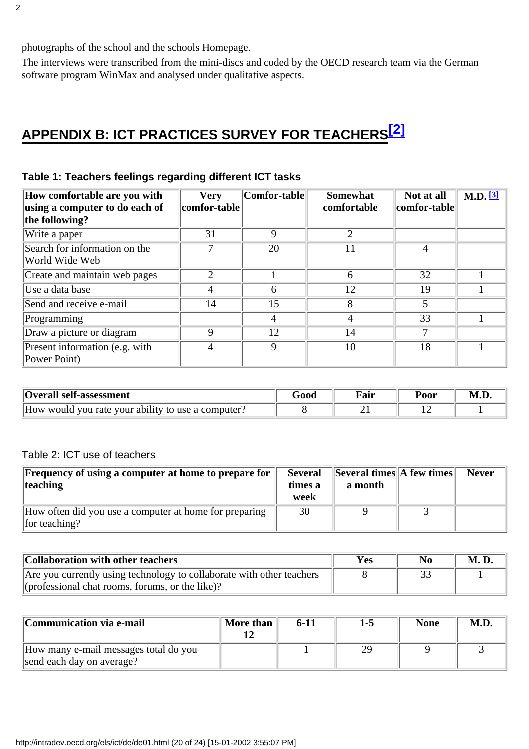photographs of the school and the schools Homepage.

The interviews were transcribed from the mini-discs and coded by the OECD research team via the German software program WinMax and analysed under qualitative aspects.

## APPENDIX B: ICT PRACTICES SURVEY FOR TEACHERS[2]

### Table 1: Teachers feelings regarding different ICT tasks

| How comfortable are you with using a computer to do each of the following? | Very comfor-table | Comfor-table | Somewhat comfortable | Not at all comfor-table | M.D. [3] |
|---|---|---|---|---|---|
| Write a paper | 31 | 9 | 2 | | |
| Search for information on the World Wide Web | 7 | 20 | 11 | 4 | |
| Create and maintain web pages | 2 | 1 | 6 | 32 | 1 |
| Use a data base | 4 | 6 | 12 | 19 | 1 |
| Send and receive e-mail | 14 | 15 | 8 | 5 | |
| Programming | | 4 | 4 | 33 | 1 |
| Draw a picture or diagram | 9 | 12 | 14 | 7 | |
| Present information (e.g. with Power Point) | 4 | 9 | 10 | 18 | 1 |

| Overall self-assessment | Good | Fair | Poor | M.D. |
|---|---|---|---|---|
| How would you rate your ability to use a computer? | 8 | 21 | 12 | 1 |

### Table 2: ICT use of teachers

| Frequency of using a computer at home to prepare for teaching | Several times a week | Several times a month | A few times | Never |
|---|---|---|---|---|
| How often did you use a computer at home for preparing for teaching? | 30 | 9 | 3 | |

| Collaboration with other teachers | Yes | No | M. D. |
|---|---|---|---|
| Are you currently using technology to collaborate with other teachers (professional chat rooms, forums, or the like)? | 8 | 33 | 1 |

| Communication via e-mail | More than 12 | 6-11 | 1-5 | None | M.D. |
|---|---|---|---|---|---|
| How many e-mail messages total do you send each day on average? | | 1 | 29 | 9 | 3 |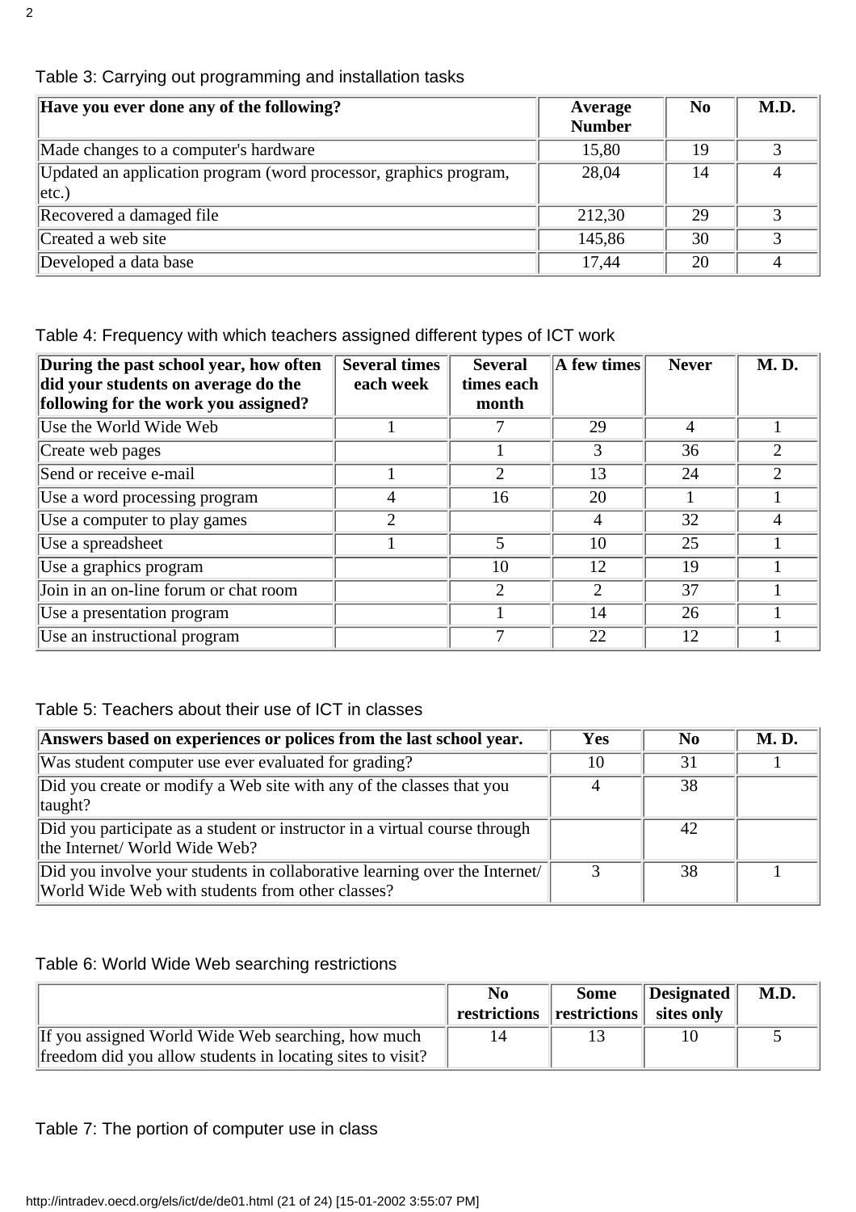Table 3: Carrying out programming and installation tasks

| Have you ever done any of the following? | Average Number | No | M.D. |
|---|---|---|---|
| Made changes to a computer's hardware | 15,80 | 19 | 3 |
| Updated an application program (word processor, graphics program, etc.) | 28,04 | 14 | 4 |
| Recovered a damaged file | 212,30 | 29 | 3 |
| Created a web site | 145,86 | 30 | 3 |
| Developed a data base | 17,44 | 20 | 4 |

Table 4: Frequency with which teachers assigned different types of ICT work

| During the past school year, how often did your students on average do the following for the work you assigned? | Several times each week | Several times each month | A few times | Never | M. D. |
|---|---|---|---|---|---|
| Use the World Wide Web | 1 | 7 | 29 | 4 | 1 |
| Create web pages | | 1 | 3 | 36 | 2 |
| Send or receive e-mail | 1 | 2 | 13 | 24 | 2 |
| Use a word processing program | 4 | 16 | 20 | 1 | 1 |
| Use a computer to play games | 2 | | 4 | 32 | 4 |
| Use a spreadsheet | 1 | 5 | 10 | 25 | 1 |
| Use a graphics program | | 10 | 12 | 19 | 1 |
| Join in an on-line forum or chat room | | 2 | 2 | 37 | 1 |
| Use a presentation program | | 1 | 14 | 26 | 1 |
| Use an instructional program | | 7 | 22 | 12 | 1 |

Table 5: Teachers about their use of ICT in classes

| Answers based on experiences or polices from the last school year. | Yes | No | M. D. |
|---|---|---|---|
| Was student computer use ever evaluated for grading? | 10 | 31 | 1 |
| Did you create or modify a Web site with any of the classes that you taught? | 4 | 38 | |
| Did you participate as a student or instructor in a virtual course through the Internet/ World Wide Web? | | 42 | |
| Did you involve your students in collaborative learning over the Internet/ World Wide Web with students from other classes? | 3 | 38 | 1 |

Table 6: World Wide Web searching restrictions

| | No restrictions | Some restrictions | Designated sites only | M.D. |
|---|---|---|---|---|
| If you assigned World Wide Web searching, how much freedom did you allow students in locating sites to visit? | 14 | 13 | 10 | 5 |

Table 7: The portion of computer use in class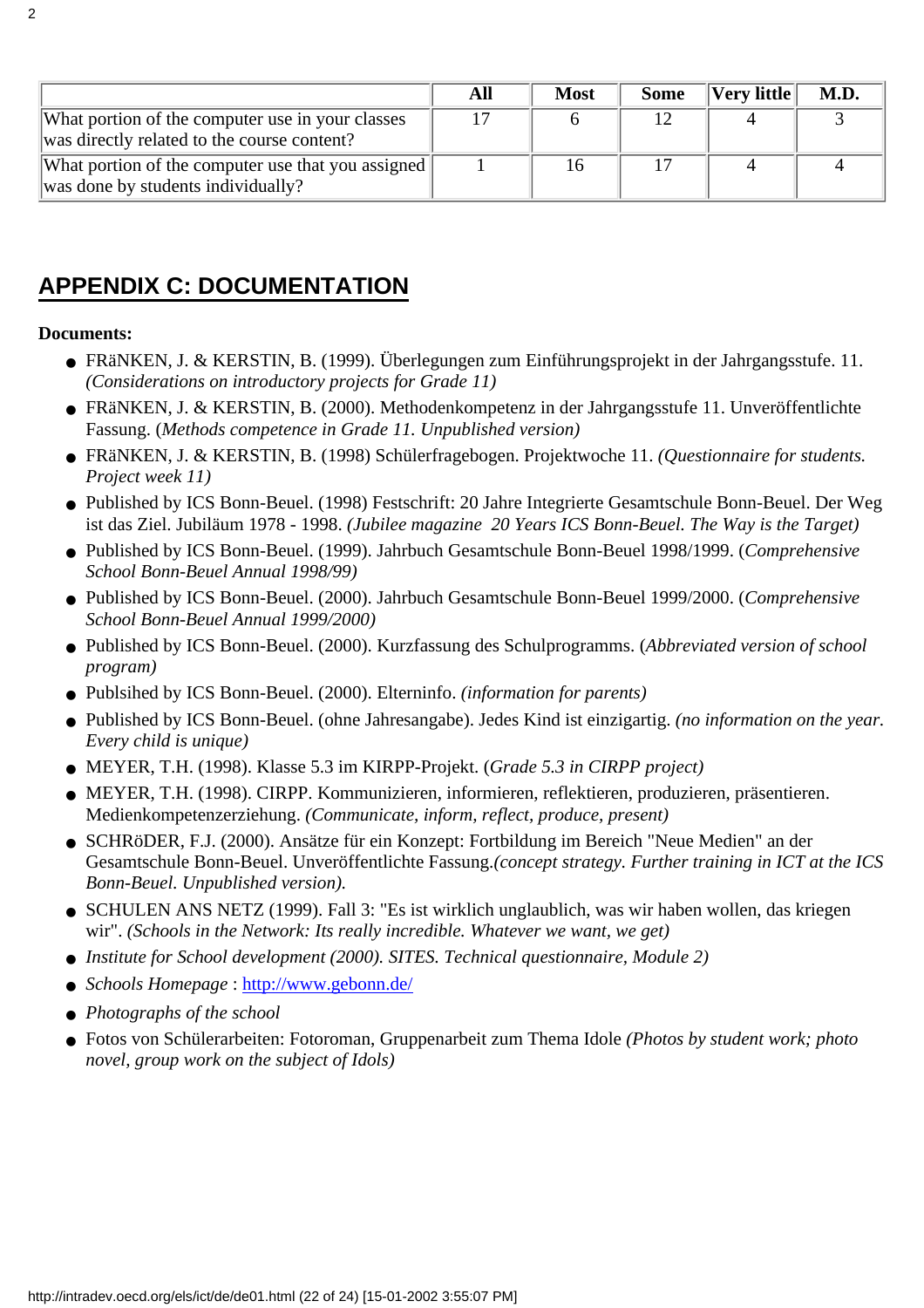| | All | Most | Some | Very little | M.D. |
|---|---|---|---|---|---|
| What portion of the computer use in your classes was directly related to the course content? | 17 | 6 | 12 | 4 | 3 |
| What portion of the computer use that you assigned was done by students individually? | 1 | 16 | 17 | 4 | 4 |

## APPENDIX C: DOCUMENTATION

**Documents:**

- FRäNKEN, J. & KERSTIN, B. (1999). Überlegungen zum Einführungsprojekt in der Jahrgangsstufe. 11. *(Considerations on introductory projects for Grade 11)*
- FRäNKEN, J. & KERSTIN, B. (2000). Methodenkompetenz in der Jahrgangsstufe 11. Unveröffentlichte Fassung. (*Methods competence in Grade 11. Unpublished version)*
- FRäNKEN, J. & KERSTIN, B. (1998) Schülerfragebogen. Projektwoche 11. *(Questionnaire for students. Project week 11)*
- Published by ICS Bonn-Beuel. (1998) Festschrift: 20 Jahre Integrierte Gesamtschule Bonn-Beuel. Der Weg ist das Ziel. Jubiläum 1978 - 1998. *(Jubilee magazine 20 Years ICS Bonn-Beuel. The Way is the Target)*
- Published by ICS Bonn-Beuel. (1999). Jahrbuch Gesamtschule Bonn-Beuel 1998/1999. (*Comprehensive School Bonn-Beuel Annual 1998/99)*
- Published by ICS Bonn-Beuel. (2000). Jahrbuch Gesamtschule Bonn-Beuel 1999/2000. (*Comprehensive School Bonn-Beuel Annual 1999/2000)*
- Published by ICS Bonn-Beuel. (2000). Kurzfassung des Schulprogramms. (*Abbreviated version of school program)*
- Publsihed by ICS Bonn-Beuel. (2000). Elterninfo. *(information for parents)*
- Published by ICS Bonn-Beuel. (ohne Jahresangabe). Jedes Kind ist einzigartig. *(no information on the year. Every child is unique)*
- MEYER, T.H. (1998). Klasse 5.3 im KIRPP-Projekt. (*Grade 5.3 in CIRPP project)*
- MEYER, T.H. (1998). CIRPP. Kommunizieren, informieren, reflektieren, produzieren, präsentieren. Medienkompetenzerziehung. *(Communicate, inform, reflect, produce, present)*
- SCHRöDER, F.J. (2000). Ansätze für ein Konzept: Fortbildung im Bereich "Neue Medien" an der Gesamtschule Bonn-Beuel. Unveröffentlichte Fassung.*(concept strategy. Further training in ICT at the ICS Bonn-Beuel. Unpublished version).*
- SCHULEN ANS NETZ (1999). Fall 3: "Es ist wirklich unglaublich, was wir haben wollen, das kriegen wir". *(Schools in the Network: Its really incredible. Whatever we want, we get)*
- *Institute for School development (2000). SITES. Technical questionnaire, Module 2)*
- *Schools Homepage* : http://www.gebonn.de/
- *Photographs of the school*
- Fotos von Schülerarbeiten: Fotoroman, Gruppenarbeit zum Thema Idole *(Photos by student work; photo novel, group work on the subject of Idols)*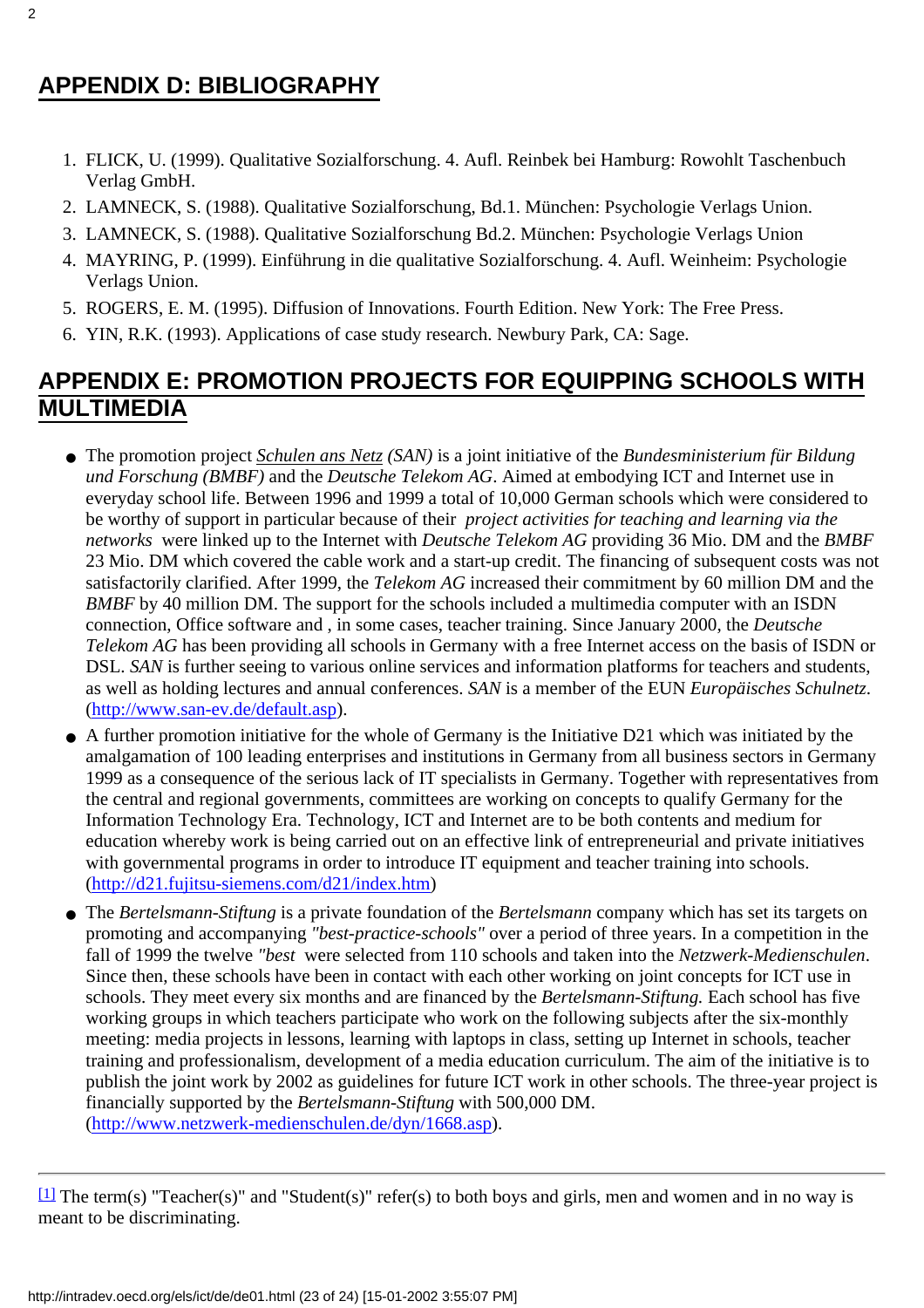## APPENDIX D: BIBLIOGRAPHY

1. FLICK, U. (1999). Qualitative Sozialforschung. 4. Aufl. Reinbek bei Hamburg: Rowohlt Taschenbuch Verlag GmbH.
2. LAMNECK, S. (1988). Qualitative Sozialforschung, Bd.1. München: Psychologie Verlags Union.
3. LAMNECK, S. (1988). Qualitative Sozialforschung Bd.2. München: Psychologie Verlags Union
4. MAYRING, P. (1999). Einführung in die qualitative Sozialforschung. 4. Aufl. Weinheim: Psychologie Verlags Union.
5. ROGERS, E. M. (1995). Diffusion of Innovations. Fourth Edition. New York: The Free Press.
6. YIN, R.K. (1993). Applications of case study research. Newbury Park, CA: Sage.

## APPENDIX E: PROMOTION PROJECTS FOR EQUIPPING SCHOOLS WITH MULTIMEDIA

- The promotion project *Schulen ans Netz (SAN)* is a joint initiative of the *Bundesministerium für Bildung und Forschung (BMBF)* and the *Deutsche Telekom AG*. Aimed at embodying ICT and Internet use in everyday school life. Between 1996 and 1999 a total of 10,000 German schools which were considered to be worthy of support in particular because of their *project activities for teaching and learning via the networks* were linked up to the Internet with *Deutsche Telekom AG* providing 36 Mio. DM and the *BMBF* 23 Mio. DM which covered the cable work and a start-up credit. The financing of subsequent costs was not satisfactorily clarified. After 1999, the *Telekom AG* increased their commitment by 60 million DM and the *BMBF* by 40 million DM. The support for the schools included a multimedia computer with an ISDN connection, Office software and , in some cases, teacher training. Since January 2000, the *Deutsche Telekom AG* has been providing all schools in Germany with a free Internet access on the basis of ISDN or DSL. *SAN* is further seeing to various online services and information platforms for teachers and students, as well as holding lectures and annual conferences. *SAN* is a member of the EUN *Europäisches Schulnetz*. (http://www.san-ev.de/default.asp).
- A further promotion initiative for the whole of Germany is the Initiative D21 which was initiated by the amalgamation of 100 leading enterprises and institutions in Germany from all business sectors in Germany 1999 as a consequence of the serious lack of IT specialists in Germany. Together with representatives from the central and regional governments, committees are working on concepts to qualify Germany for the Information Technology Era. Technology, ICT and Internet are to be both contents and medium for education whereby work is being carried out on an effective link of entrepreneurial and private initiatives with governmental programs in order to introduce IT equipment and teacher training into schools. (http://d21.fujitsu-siemens.com/d21/index.htm)
- The *Bertelsmann-Stiftung* is a private foundation of the *Bertelsmann* company which has set its targets on promoting and accompanying *"best-practice-schools"* over a period of three years. In a competition in the fall of 1999 the twelve *"best* were selected from 110 schools and taken into the *Netzwerk-Medienschulen*. Since then, these schools have been in contact with each other working on joint concepts for ICT use in schools. They meet every six months and are financed by the *Bertelsmann-Stiftung.* Each school has five working groups in which teachers participate who work on the following subjects after the six-monthly meeting: media projects in lessons, learning with laptops in class, setting up Internet in schools, teacher training and professionalism, development of a media education curriculum. The aim of the initiative is to publish the joint work by 2002 as guidelines for future ICT work in other schools. The three-year project is financially supported by the *Bertelsmann-Stiftung* with 500,000 DM. (http://www.netzwerk-medienschulen.de/dyn/1668.asp).

---

[1] The term(s) "Teacher(s)" and "Student(s)" refer(s) to both boys and girls, men and women and in no way is meant to be discriminating.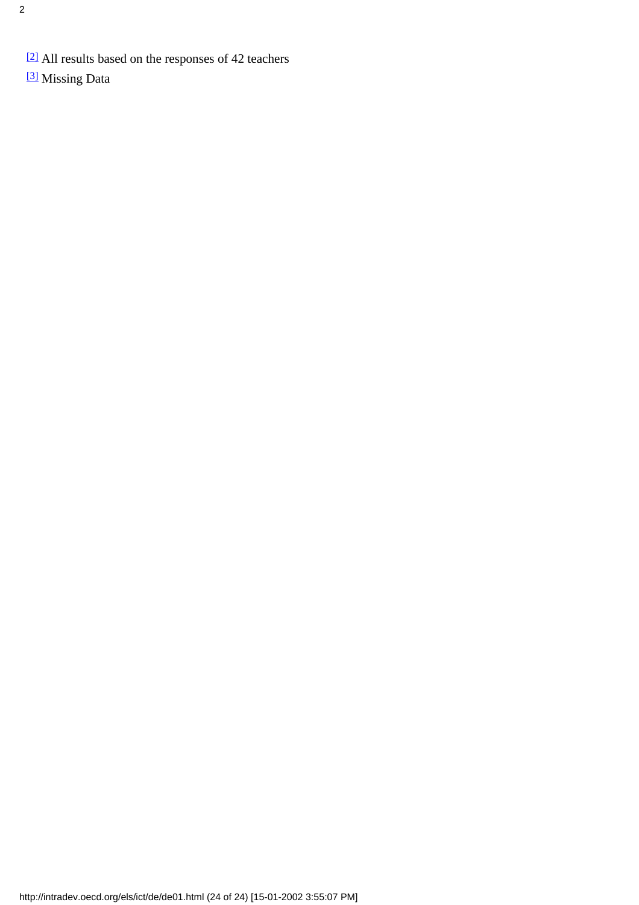[2] All results based on the responses of 42 teachers

[3] Missing Data